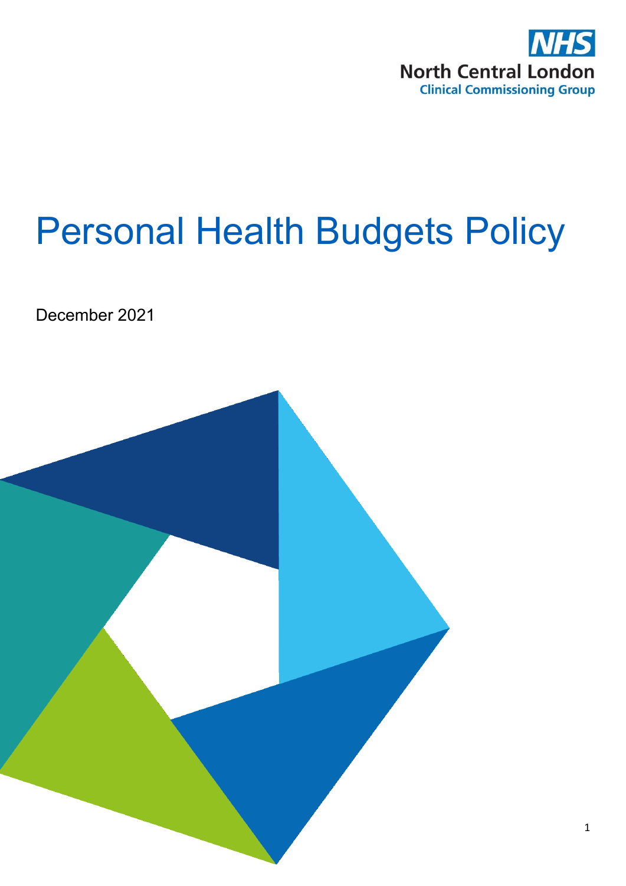NHS
North Central London
Clinical Commissioning Group

# Personal Health Budgets Policy

December 2021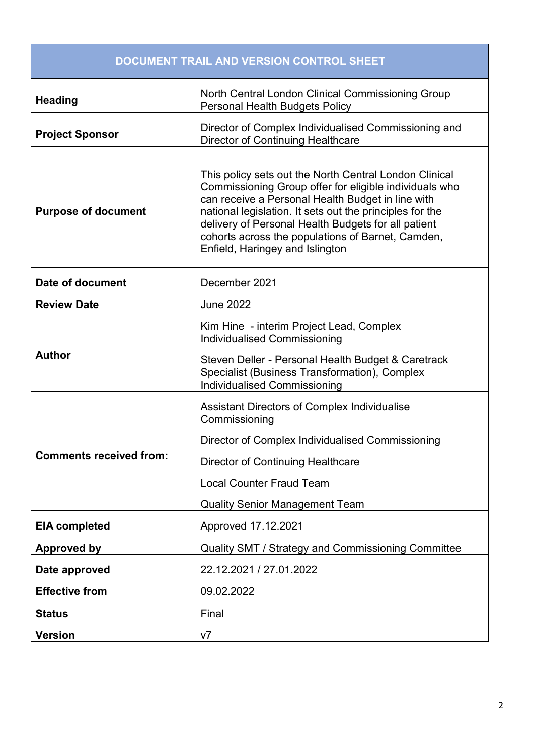| DOCUMENT TRAIL AND VERSION CONTROL SHEET | |
|---|---|
| **Heading** | North Central London Clinical Commissioning Group Personal Health Budgets Policy |
| **Project Sponsor** | Director of Complex Individualised Commissioning and Director of Continuing Healthcare |
| **Purpose of document** | This policy sets out the North Central London Clinical Commissioning Group offer for eligible individuals who can receive a Personal Health Budget in line with national legislation. It sets out the principles for the delivery of Personal Health Budgets for all patient cohorts across the populations of Barnet, Camden, Enfield, Haringey and Islington |
| **Date of document** | December 2021 |
| **Review Date** | June 2022 |
| **Author** | Kim Hine - interim Project Lead, Complex Individualised Commissioning<br><br>Steven Deller - Personal Health Budget & Caretrack Specialist (Business Transformation), Complex Individualised Commissioning |
| **Comments received from:** | Assistant Directors of Complex Individualise Commissioning<br><br>Director of Complex Individualised Commissioning<br><br>Director of Continuing Healthcare<br><br>Local Counter Fraud Team<br><br>Quality Senior Management Team |
| **EIA completed** | Approved 17.12.2021 |
| **Approved by** | Quality SMT / Strategy and Commissioning Committee |
| **Date approved** | 22.12.2021 / 27.01.2022 |
| **Effective from** | 09.02.2022 |
| **Status** | Final |
| **Version** | v7 |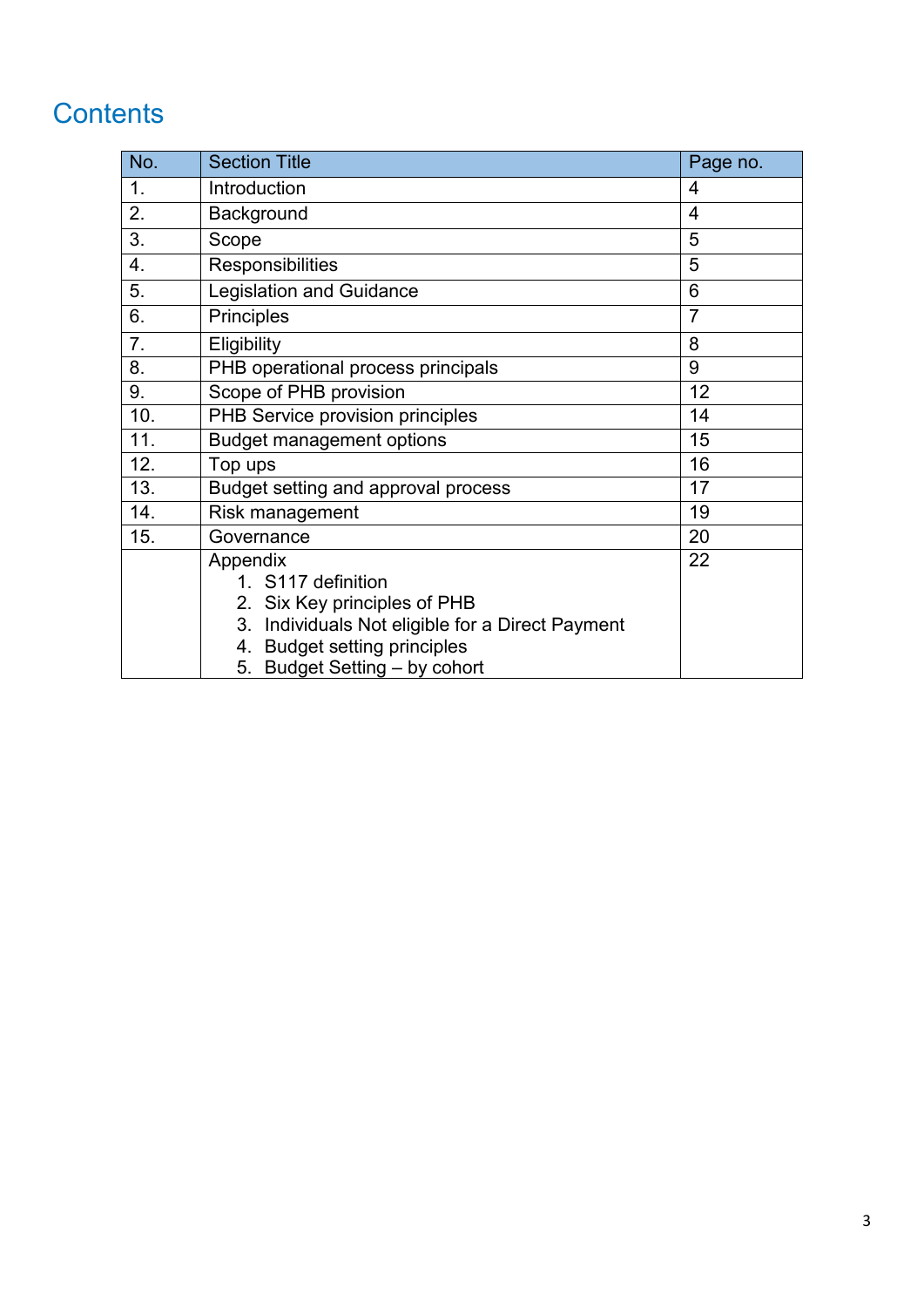# Contents

| No. | Section Title | Page no. |
|---|---|---|
| 1. | Introduction | 4 |
| 2. | Background | 4 |
| 3. | Scope | 5 |
| 4. | Responsibilities | 5 |
| 5. | Legislation and Guidance | 6 |
| 6. | Principles | 7 |
| 7. | Eligibility | 8 |
| 8. | PHB operational process principals | 9 |
| 9. | Scope of PHB provision | 12 |
| 10. | PHB Service provision principles | 14 |
| 11. | Budget management options | 15 |
| 12. | Top ups | 16 |
| 13. | Budget setting and approval process | 17 |
| 14. | Risk management | 19 |
| 15. | Governance | 20 |
| | Appendix<br>1. S117 definition<br>2. Six Key principles of PHB<br>3. Individuals Not eligible for a Direct Payment<br>4. Budget setting principles<br>5. Budget Setting – by cohort | 22 |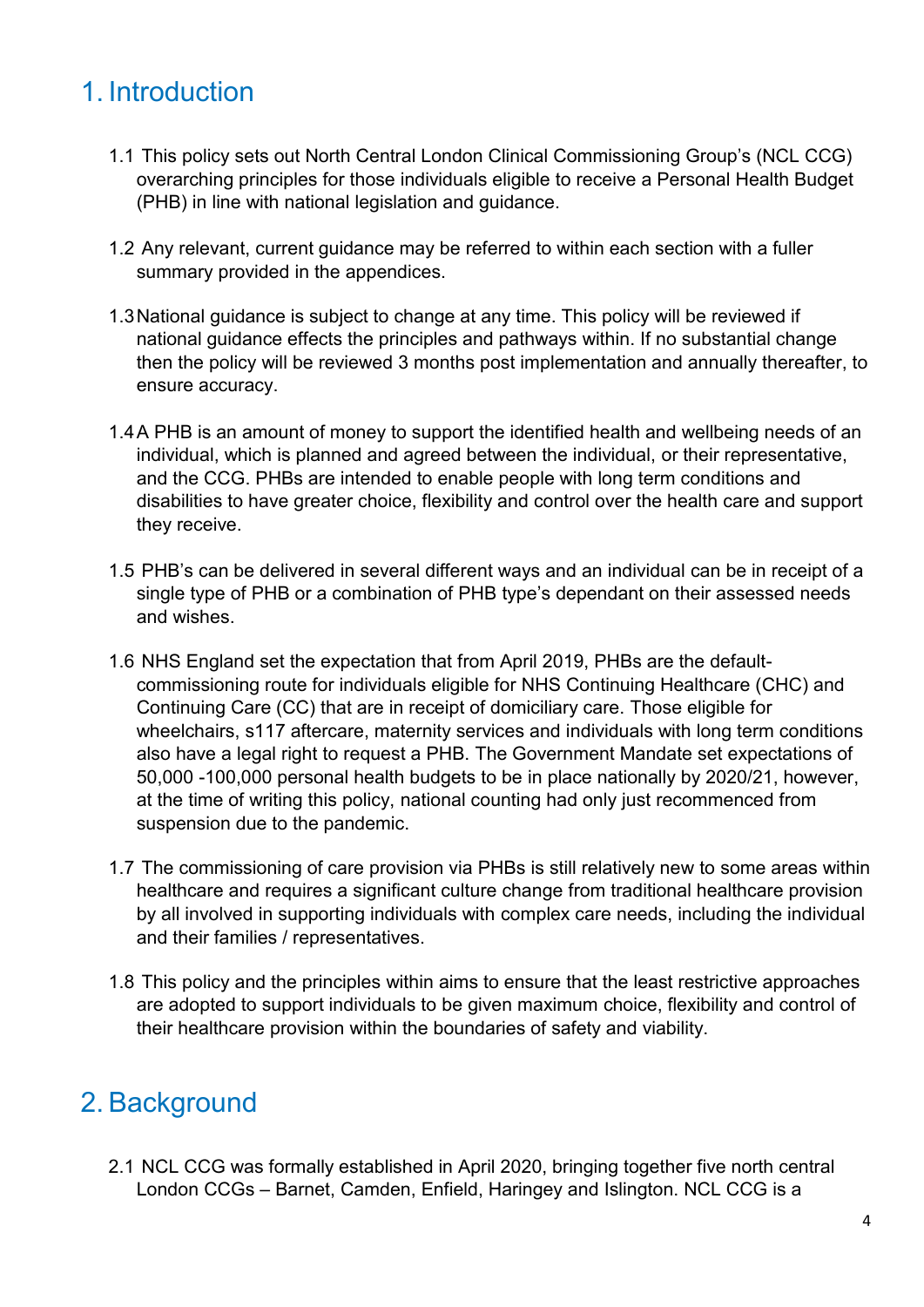# 1. Introduction

1.1 This policy sets out North Central London Clinical Commissioning Group's (NCL CCG) overarching principles for those individuals eligible to receive a Personal Health Budget (PHB) in line with national legislation and guidance.

1.2 Any relevant, current guidance may be referred to within each section with a fuller summary provided in the appendices.

1.3 National guidance is subject to change at any time. This policy will be reviewed if national guidance effects the principles and pathways within. If no substantial change then the policy will be reviewed 3 months post implementation and annually thereafter, to ensure accuracy.

1.4 A PHB is an amount of money to support the identified health and wellbeing needs of an individual, which is planned and agreed between the individual, or their representative, and the CCG. PHBs are intended to enable people with long term conditions and disabilities to have greater choice, flexibility and control over the health care and support they receive.

1.5 PHB's can be delivered in several different ways and an individual can be in receipt of a single type of PHB or a combination of PHB type's dependant on their assessed needs and wishes.

1.6 NHS England set the expectation that from April 2019, PHBs are the default-commissioning route for individuals eligible for NHS Continuing Healthcare (CHC) and Continuing Care (CC) that are in receipt of domiciliary care. Those eligible for wheelchairs, s117 aftercare, maternity services and individuals with long term conditions also have a legal right to request a PHB. The Government Mandate set expectations of 50,000 -100,000 personal health budgets to be in place nationally by 2020/21, however, at the time of writing this policy, national counting had only just recommenced from suspension due to the pandemic.

1.7 The commissioning of care provision via PHBs is still relatively new to some areas within healthcare and requires a significant culture change from traditional healthcare provision by all involved in supporting individuals with complex care needs, including the individual and their families / representatives.

1.8 This policy and the principles within aims to ensure that the least restrictive approaches are adopted to support individuals to be given maximum choice, flexibility and control of their healthcare provision within the boundaries of safety and viability.

# 2. Background

2.1 NCL CCG was formally established in April 2020, bringing together five north central London CCGs – Barnet, Camden, Enfield, Haringey and Islington. NCL CCG is a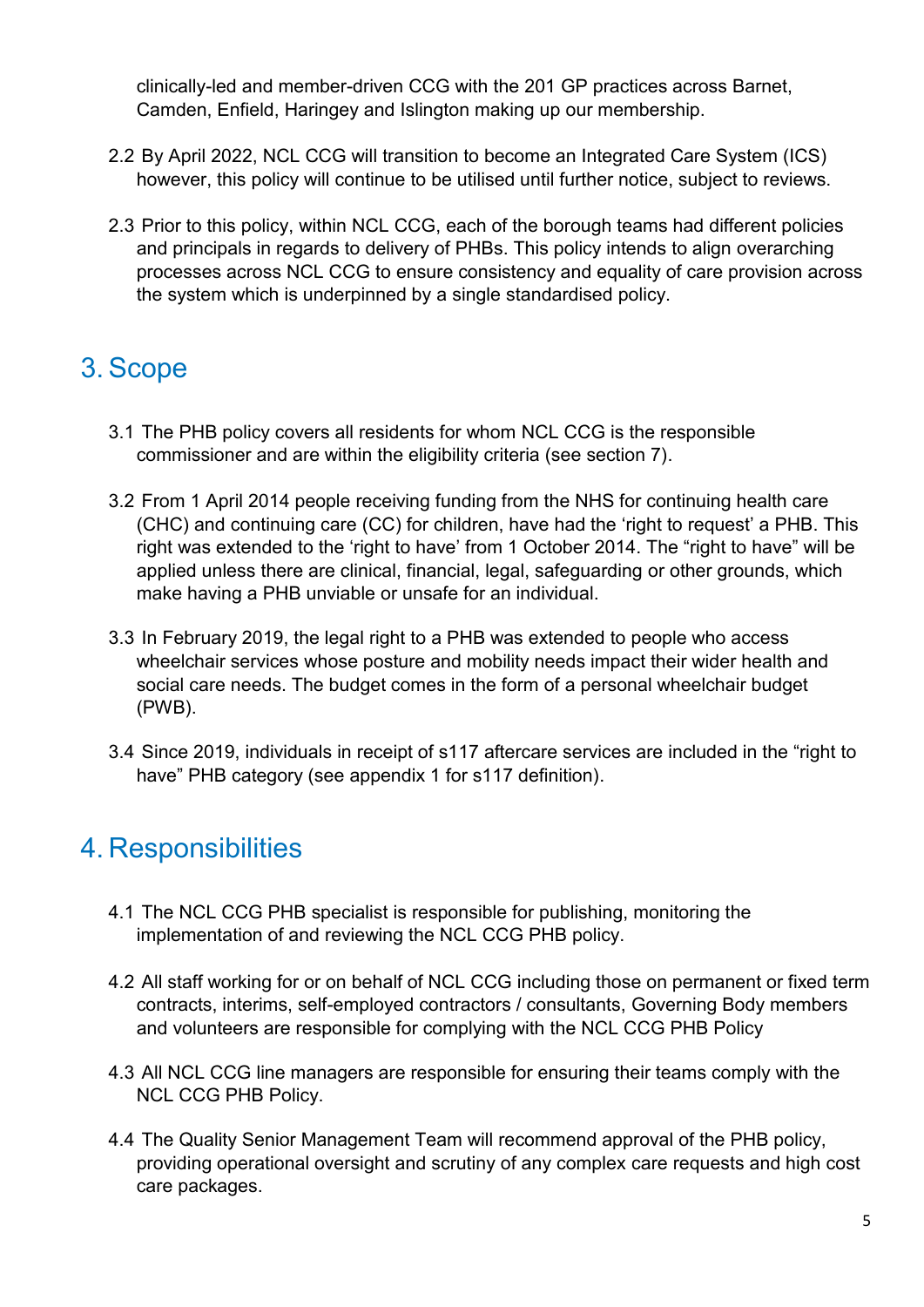clinically-led and member-driven CCG with the 201 GP practices across Barnet, Camden, Enfield, Haringey and Islington making up our membership.

2.2 By April 2022, NCL CCG will transition to become an Integrated Care System (ICS) however, this policy will continue to be utilised until further notice, subject to reviews.

2.3 Prior to this policy, within NCL CCG, each of the borough teams had different policies and principals in regards to delivery of PHBs. This policy intends to align overarching processes across NCL CCG to ensure consistency and equality of care provision across the system which is underpinned by a single standardised policy.

# 3. Scope

3.1 The PHB policy covers all residents for whom NCL CCG is the responsible commissioner and are within the eligibility criteria (see section 7).

3.2 From 1 April 2014 people receiving funding from the NHS for continuing health care (CHC) and continuing care (CC) for children, have had the 'right to request' a PHB. This right was extended to the 'right to have' from 1 October 2014. The "right to have" will be applied unless there are clinical, financial, legal, safeguarding or other grounds, which make having a PHB unviable or unsafe for an individual.

3.3 In February 2019, the legal right to a PHB was extended to people who access wheelchair services whose posture and mobility needs impact their wider health and social care needs. The budget comes in the form of a personal wheelchair budget (PWB).

3.4 Since 2019, individuals in receipt of s117 aftercare services are included in the "right to have" PHB category (see appendix 1 for s117 definition).

# 4. Responsibilities

4.1 The NCL CCG PHB specialist is responsible for publishing, monitoring the implementation of and reviewing the NCL CCG PHB policy.

4.2 All staff working for or on behalf of NCL CCG including those on permanent or fixed term contracts, interims, self-employed contractors / consultants, Governing Body members and volunteers are responsible for complying with the NCL CCG PHB Policy

4.3 All NCL CCG line managers are responsible for ensuring their teams comply with the NCL CCG PHB Policy.

4.4 The Quality Senior Management Team will recommend approval of the PHB policy, providing operational oversight and scrutiny of any complex care requests and high cost care packages.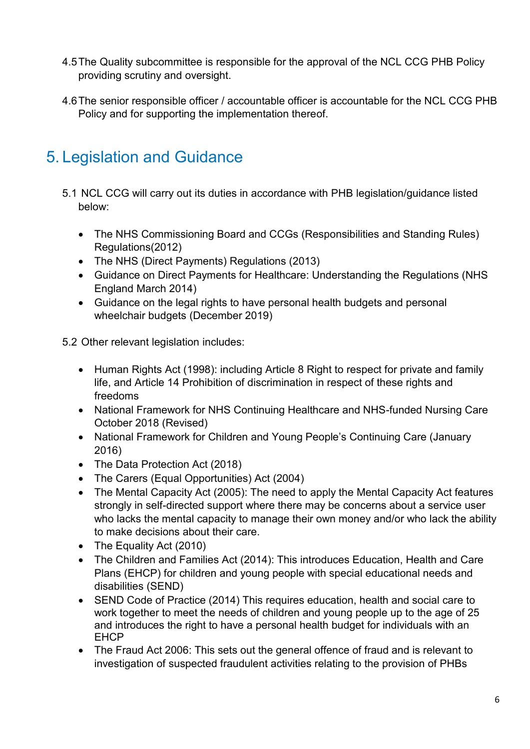4.5 The Quality subcommittee is responsible for the approval of the NCL CCG PHB Policy providing scrutiny and oversight.

4.6 The senior responsible officer / accountable officer is accountable for the NCL CCG PHB Policy and for supporting the implementation thereof.

## 5. Legislation and Guidance

5.1 NCL CCG will carry out its duties in accordance with PHB legislation/guidance listed below:

- The NHS Commissioning Board and CCGs (Responsibilities and Standing Rules) Regulations(2012)
- The NHS (Direct Payments) Regulations (2013)
- Guidance on Direct Payments for Healthcare: Understanding the Regulations (NHS England March 2014)
- Guidance on the legal rights to have personal health budgets and personal wheelchair budgets (December 2019)

5.2 Other relevant legislation includes:

- Human Rights Act (1998): including Article 8 Right to respect for private and family life, and Article 14 Prohibition of discrimination in respect of these rights and freedoms
- National Framework for NHS Continuing Healthcare and NHS-funded Nursing Care October 2018 (Revised)
- National Framework for Children and Young People's Continuing Care (January 2016)
- The Data Protection Act (2018)
- The Carers (Equal Opportunities) Act (2004)
- The Mental Capacity Act (2005): The need to apply the Mental Capacity Act features strongly in self-directed support where there may be concerns about a service user who lacks the mental capacity to manage their own money and/or who lack the ability to make decisions about their care.
- The Equality Act (2010)
- The Children and Families Act (2014): This introduces Education, Health and Care Plans (EHCP) for children and young people with special educational needs and disabilities (SEND)
- SEND Code of Practice (2014) This requires education, health and social care to work together to meet the needs of children and young people up to the age of 25 and introduces the right to have a personal health budget for individuals with an EHCP
- The Fraud Act 2006: This sets out the general offence of fraud and is relevant to investigation of suspected fraudulent activities relating to the provision of PHBs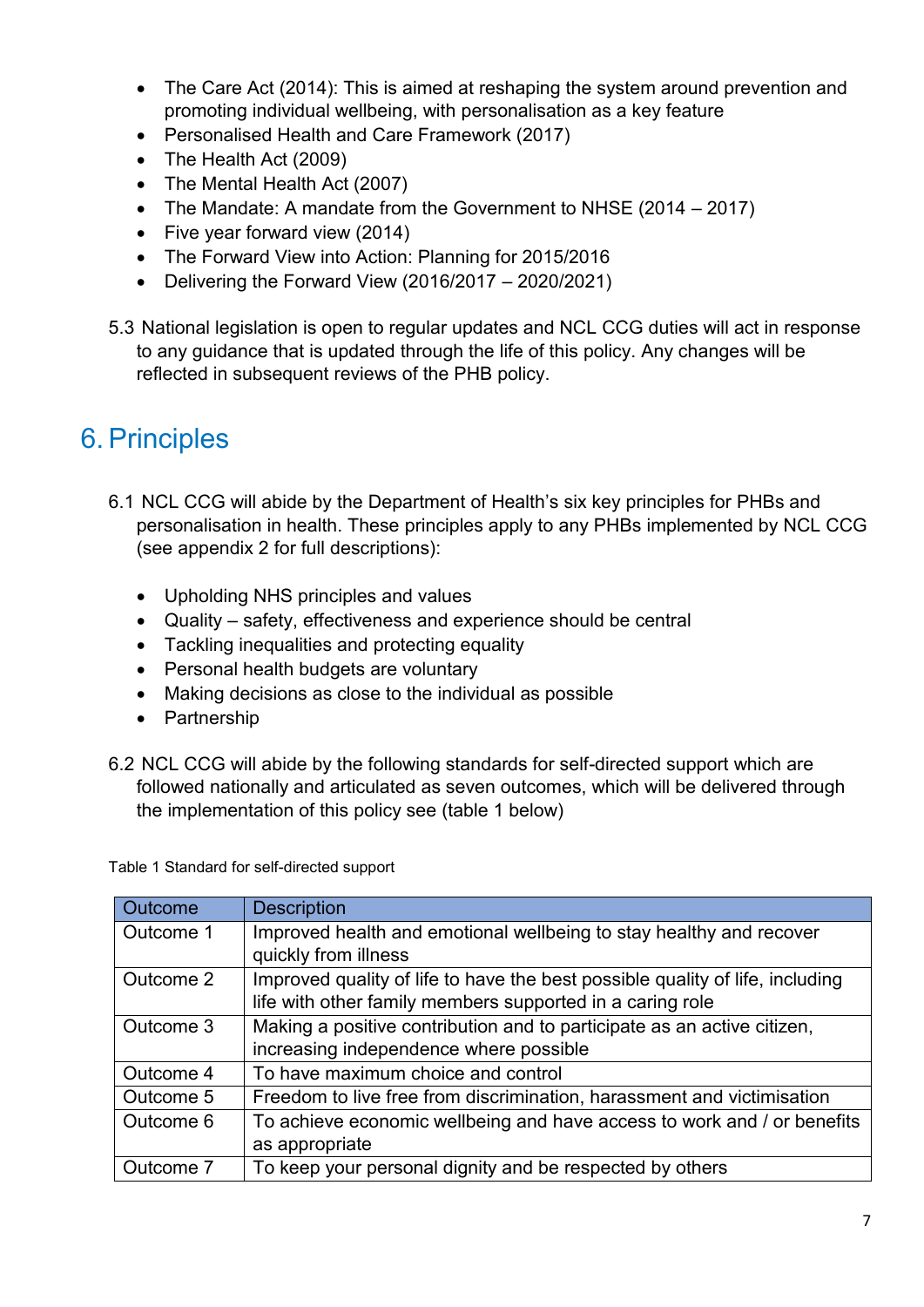- The Care Act (2014): This is aimed at reshaping the system around prevention and promoting individual wellbeing, with personalisation as a key feature
- Personalised Health and Care Framework (2017)
- The Health Act (2009)
- The Mental Health Act (2007)
- The Mandate: A mandate from the Government to NHSE (2014 – 2017)
- Five year forward view (2014)
- The Forward View into Action: Planning for 2015/2016
- Delivering the Forward View (2016/2017 – 2020/2021)

5.3 National legislation is open to regular updates and NCL CCG duties will act in response to any guidance that is updated through the life of this policy. Any changes will be reflected in subsequent reviews of the PHB policy.

# 6. Principles

6.1 NCL CCG will abide by the Department of Health's six key principles for PHBs and personalisation in health. These principles apply to any PHBs implemented by NCL CCG (see appendix 2 for full descriptions):

- Upholding NHS principles and values
- Quality – safety, effectiveness and experience should be central
- Tackling inequalities and protecting equality
- Personal health budgets are voluntary
- Making decisions as close to the individual as possible
- Partnership

6.2 NCL CCG will abide by the following standards for self-directed support which are followed nationally and articulated as seven outcomes, which will be delivered through the implementation of this policy see (table 1 below)

Table 1 Standard for self-directed support

| Outcome | Description |
|---|---|
| Outcome 1 | Improved health and emotional wellbeing to stay healthy and recover quickly from illness |
| Outcome 2 | Improved quality of life to have the best possible quality of life, including life with other family members supported in a caring role |
| Outcome 3 | Making a positive contribution and to participate as an active citizen, increasing independence where possible |
| Outcome 4 | To have maximum choice and control |
| Outcome 5 | Freedom to live free from discrimination, harassment and victimisation |
| Outcome 6 | To achieve economic wellbeing and have access to work and / or benefits as appropriate |
| Outcome 7 | To keep your personal dignity and be respected by others |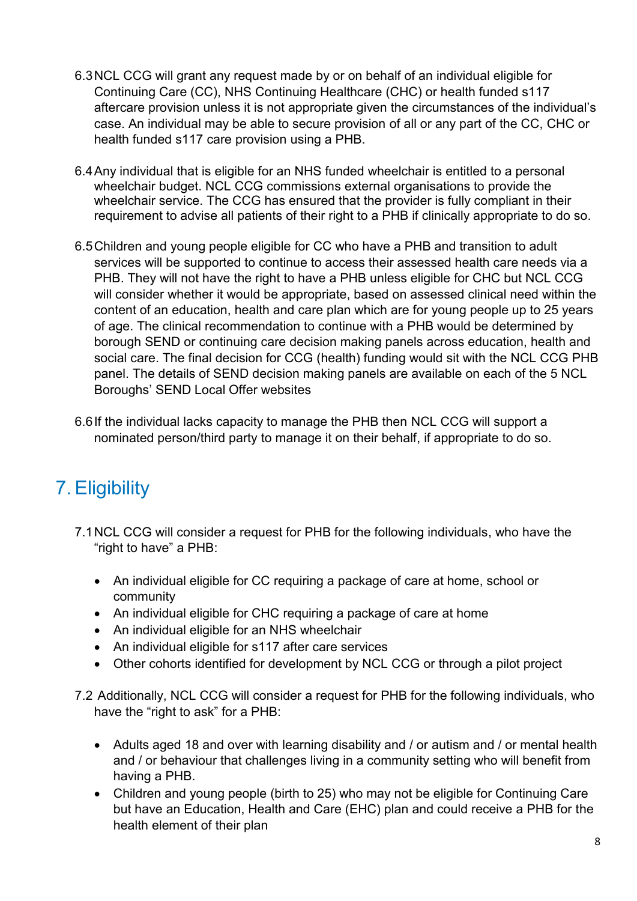6.3 NCL CCG will grant any request made by or on behalf of an individual eligible for Continuing Care (CC), NHS Continuing Healthcare (CHC) or health funded s117 aftercare provision unless it is not appropriate given the circumstances of the individual's case. An individual may be able to secure provision of all or any part of the CC, CHC or health funded s117 care provision using a PHB.

6.4 Any individual that is eligible for an NHS funded wheelchair is entitled to a personal wheelchair budget. NCL CCG commissions external organisations to provide the wheelchair service. The CCG has ensured that the provider is fully compliant in their requirement to advise all patients of their right to a PHB if clinically appropriate to do so.

6.5 Children and young people eligible for CC who have a PHB and transition to adult services will be supported to continue to access their assessed health care needs via a PHB. They will not have the right to have a PHB unless eligible for CHC but NCL CCG will consider whether it would be appropriate, based on assessed clinical need within the content of an education, health and care plan which are for young people up to 25 years of age. The clinical recommendation to continue with a PHB would be determined by borough SEND or continuing care decision making panels across education, health and social care. The final decision for CCG (health) funding would sit with the NCL CCG PHB panel. The details of SEND decision making panels are available on each of the 5 NCL Boroughs' SEND Local Offer websites

6.6 If the individual lacks capacity to manage the PHB then NCL CCG will support a nominated person/third party to manage it on their behalf, if appropriate to do so.

# 7. Eligibility

7.1 NCL CCG will consider a request for PHB for the following individuals, who have the "right to have" a PHB:

- An individual eligible for CC requiring a package of care at home, school or community
- An individual eligible for CHC requiring a package of care at home
- An individual eligible for an NHS wheelchair
- An individual eligible for s117 after care services
- Other cohorts identified for development by NCL CCG or through a pilot project

7.2 Additionally, NCL CCG will consider a request for PHB for the following individuals, who have the "right to ask" for a PHB:

- Adults aged 18 and over with learning disability and / or autism and / or mental health and / or behaviour that challenges living in a community setting who will benefit from having a PHB.
- Children and young people (birth to 25) who may not be eligible for Continuing Care but have an Education, Health and Care (EHC) plan and could receive a PHB for the health element of their plan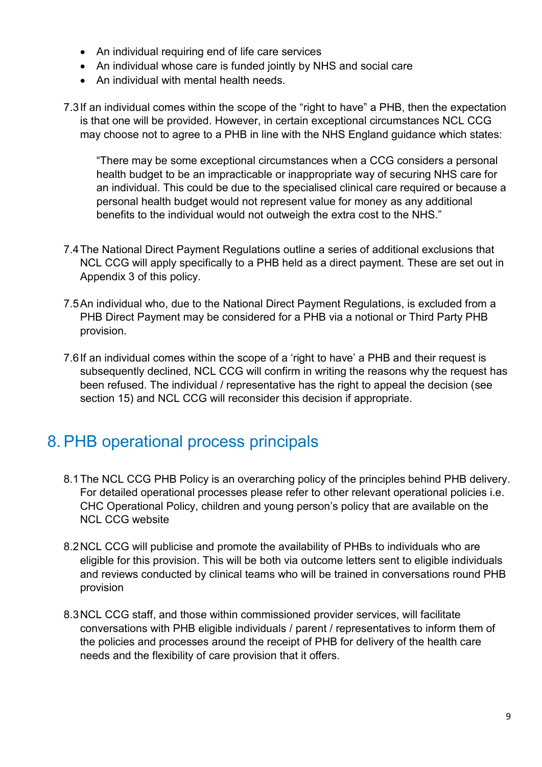- An individual requiring end of life care services
- An individual whose care is funded jointly by NHS and social care
- An individual with mental health needs.

7.3 If an individual comes within the scope of the "right to have" a PHB, then the expectation is that one will be provided. However, in certain exceptional circumstances NCL CCG may choose not to agree to a PHB in line with the NHS England guidance which states:

> "There may be some exceptional circumstances when a CCG considers a personal health budget to be an impracticable or inappropriate way of securing NHS care for an individual. This could be due to the specialised clinical care required or because a personal health budget would not represent value for money as any additional benefits to the individual would not outweigh the extra cost to the NHS."

7.4 The National Direct Payment Regulations outline a series of additional exclusions that NCL CCG will apply specifically to a PHB held as a direct payment. These are set out in Appendix 3 of this policy.

7.5 An individual who, due to the National Direct Payment Regulations, is excluded from a PHB Direct Payment may be considered for a PHB via a notional or Third Party PHB provision.

7.6 If an individual comes within the scope of a 'right to have' a PHB and their request is subsequently declined, NCL CCG will confirm in writing the reasons why the request has been refused. The individual / representative has the right to appeal the decision (see section 15) and NCL CCG will reconsider this decision if appropriate.

# 8. PHB operational process principals

8.1 The NCL CCG PHB Policy is an overarching policy of the principles behind PHB delivery. For detailed operational processes please refer to other relevant operational policies i.e. CHC Operational Policy, children and young person's policy that are available on the NCL CCG website

8.2 NCL CCG will publicise and promote the availability of PHBs to individuals who are eligible for this provision. This will be both via outcome letters sent to eligible individuals and reviews conducted by clinical teams who will be trained in conversations round PHB provision

8.3 NCL CCG staff, and those within commissioned provider services, will facilitate conversations with PHB eligible individuals / parent / representatives to inform them of the policies and processes around the receipt of PHB for delivery of the health care needs and the flexibility of care provision that it offers.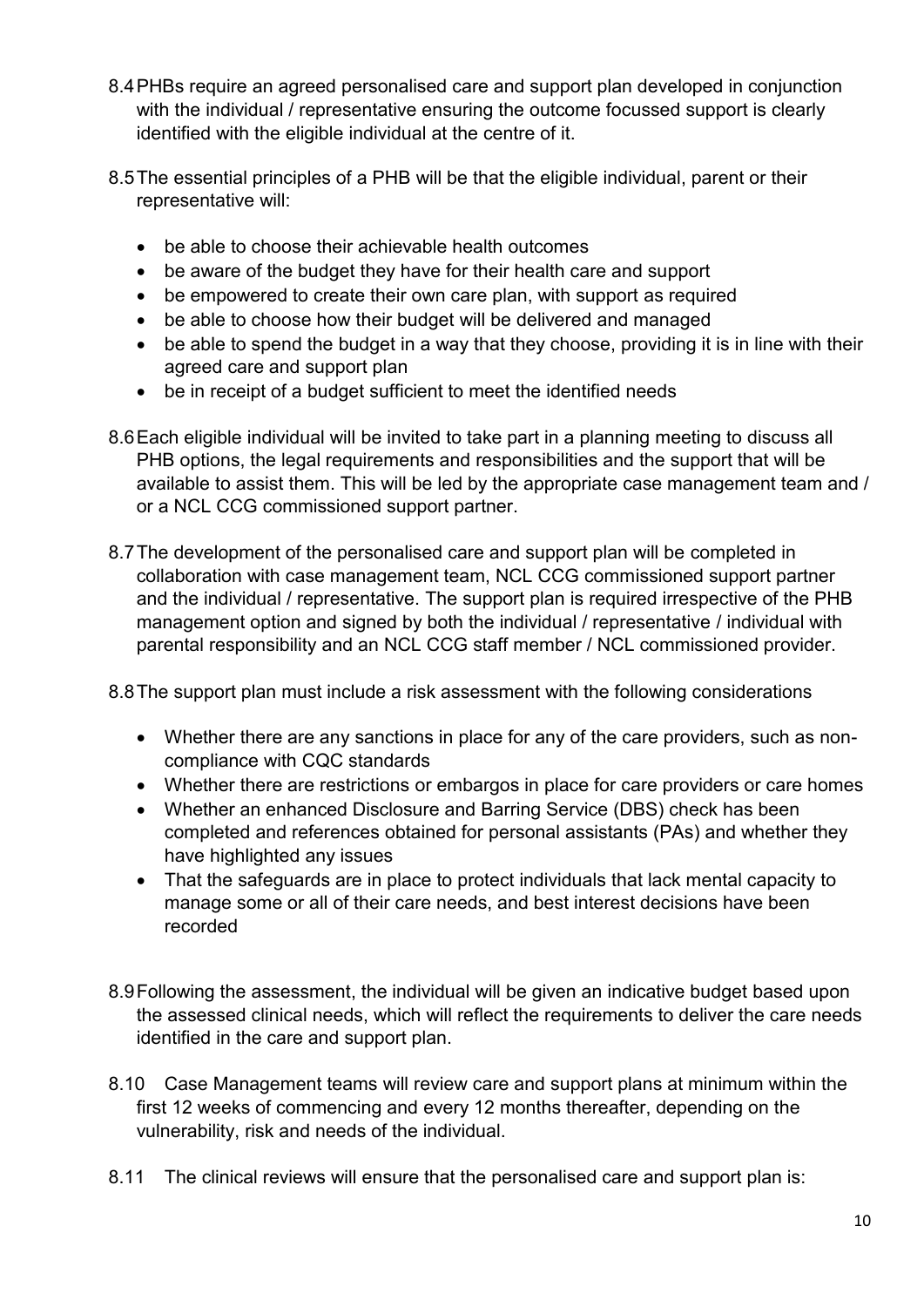8.4 PHBs require an agreed personalised care and support plan developed in conjunction with the individual / representative ensuring the outcome focussed support is clearly identified with the eligible individual at the centre of it.

8.5 The essential principles of a PHB will be that the eligible individual, parent or their representative will:

- be able to choose their achievable health outcomes
- be aware of the budget they have for their health care and support
- be empowered to create their own care plan, with support as required
- be able to choose how their budget will be delivered and managed
- be able to spend the budget in a way that they choose, providing it is in line with their agreed care and support plan
- be in receipt of a budget sufficient to meet the identified needs

8.6 Each eligible individual will be invited to take part in a planning meeting to discuss all PHB options, the legal requirements and responsibilities and the support that will be available to assist them. This will be led by the appropriate case management team and / or a NCL CCG commissioned support partner.

8.7 The development of the personalised care and support plan will be completed in collaboration with case management team, NCL CCG commissioned support partner and the individual / representative. The support plan is required irrespective of the PHB management option and signed by both the individual / representative / individual with parental responsibility and an NCL CCG staff member / NCL commissioned provider.

8.8 The support plan must include a risk assessment with the following considerations

- Whether there are any sanctions in place for any of the care providers, such as non-compliance with CQC standards
- Whether there are restrictions or embargos in place for care providers or care homes
- Whether an enhanced Disclosure and Barring Service (DBS) check has been completed and references obtained for personal assistants (PAs) and whether they have highlighted any issues
- That the safeguards are in place to protect individuals that lack mental capacity to manage some or all of their care needs, and best interest decisions have been recorded

8.9 Following the assessment, the individual will be given an indicative budget based upon the assessed clinical needs, which will reflect the requirements to deliver the care needs identified in the care and support plan.

8.10 Case Management teams will review care and support plans at minimum within the first 12 weeks of commencing and every 12 months thereafter, depending on the vulnerability, risk and needs of the individual.

8.11 The clinical reviews will ensure that the personalised care and support plan is: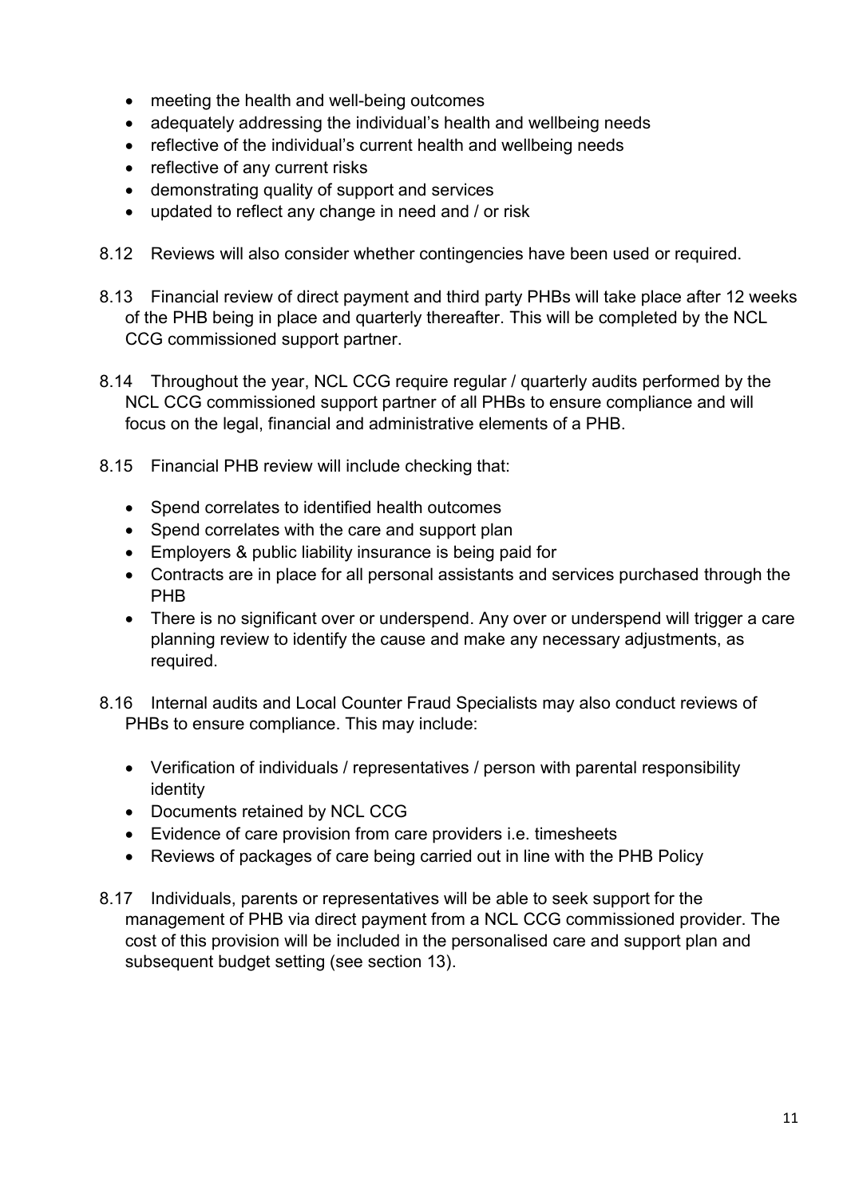- meeting the health and well-being outcomes
- adequately addressing the individual's health and wellbeing needs
- reflective of the individual's current health and wellbeing needs
- reflective of any current risks
- demonstrating quality of support and services
- updated to reflect any change in need and / or risk

8.12 Reviews will also consider whether contingencies have been used or required.

8.13 Financial review of direct payment and third party PHBs will take place after 12 weeks of the PHB being in place and quarterly thereafter. This will be completed by the NCL CCG commissioned support partner.

8.14 Throughout the year, NCL CCG require regular / quarterly audits performed by the NCL CCG commissioned support partner of all PHBs to ensure compliance and will focus on the legal, financial and administrative elements of a PHB.

8.15 Financial PHB review will include checking that:

- Spend correlates to identified health outcomes
- Spend correlates with the care and support plan
- Employers & public liability insurance is being paid for
- Contracts are in place for all personal assistants and services purchased through the PHB
- There is no significant over or underspend. Any over or underspend will trigger a care planning review to identify the cause and make any necessary adjustments, as required.

8.16 Internal audits and Local Counter Fraud Specialists may also conduct reviews of PHBs to ensure compliance. This may include:

- Verification of individuals / representatives / person with parental responsibility identity
- Documents retained by NCL CCG
- Evidence of care provision from care providers i.e. timesheets
- Reviews of packages of care being carried out in line with the PHB Policy

8.17 Individuals, parents or representatives will be able to seek support for the management of PHB via direct payment from a NCL CCG commissioned provider. The cost of this provision will be included in the personalised care and support plan and subsequent budget setting (see section 13).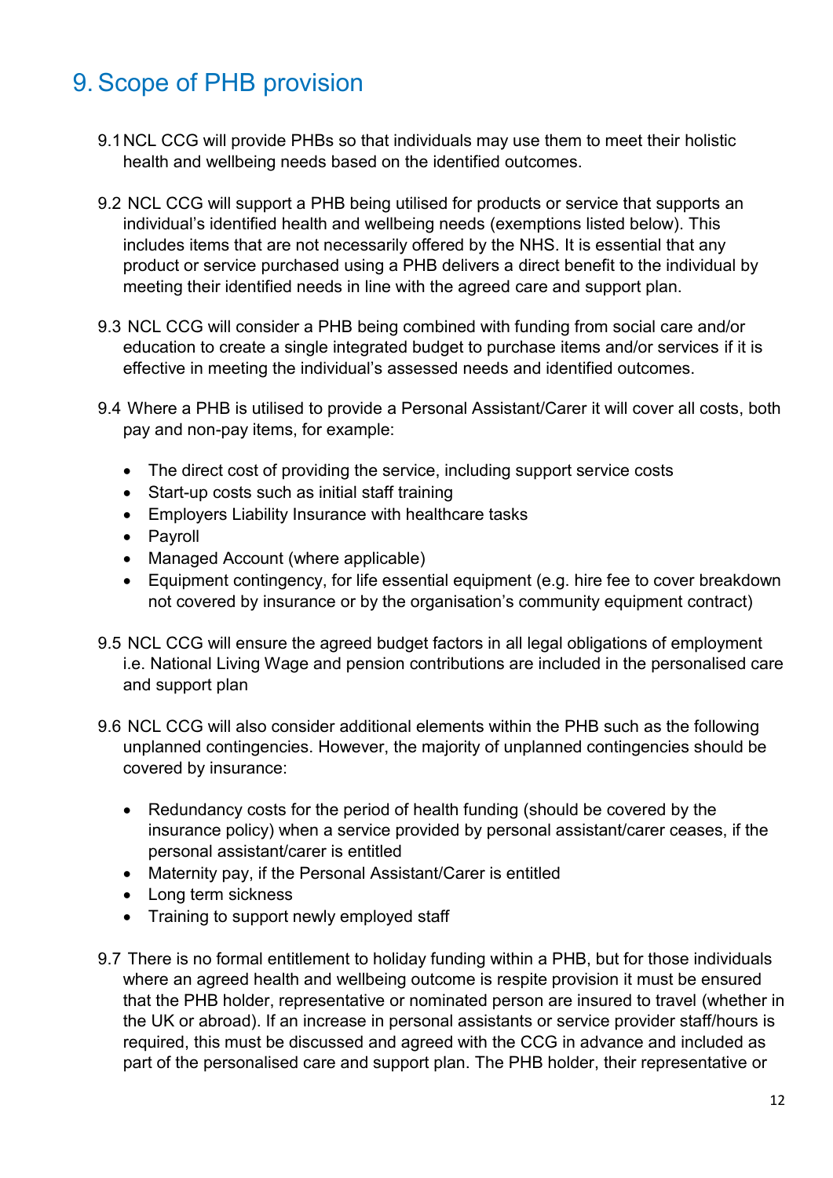# 9. Scope of PHB provision

9.1 NCL CCG will provide PHBs so that individuals may use them to meet their holistic health and wellbeing needs based on the identified outcomes.

9.2 NCL CCG will support a PHB being utilised for products or service that supports an individual's identified health and wellbeing needs (exemptions listed below). This includes items that are not necessarily offered by the NHS. It is essential that any product or service purchased using a PHB delivers a direct benefit to the individual by meeting their identified needs in line with the agreed care and support plan.

9.3 NCL CCG will consider a PHB being combined with funding from social care and/or education to create a single integrated budget to purchase items and/or services if it is effective in meeting the individual's assessed needs and identified outcomes.

9.4 Where a PHB is utilised to provide a Personal Assistant/Carer it will cover all costs, both pay and non-pay items, for example:

- The direct cost of providing the service, including support service costs
- Start-up costs such as initial staff training
- Employers Liability Insurance with healthcare tasks
- Payroll
- Managed Account (where applicable)
- Equipment contingency, for life essential equipment (e.g. hire fee to cover breakdown not covered by insurance or by the organisation's community equipment contract)

9.5 NCL CCG will ensure the agreed budget factors in all legal obligations of employment i.e. National Living Wage and pension contributions are included in the personalised care and support plan

9.6 NCL CCG will also consider additional elements within the PHB such as the following unplanned contingencies. However, the majority of unplanned contingencies should be covered by insurance:

- Redundancy costs for the period of health funding (should be covered by the insurance policy) when a service provided by personal assistant/carer ceases, if the personal assistant/carer is entitled
- Maternity pay, if the Personal Assistant/Carer is entitled
- Long term sickness
- Training to support newly employed staff

9.7 There is no formal entitlement to holiday funding within a PHB, but for those individuals where an agreed health and wellbeing outcome is respite provision it must be ensured that the PHB holder, representative or nominated person are insured to travel (whether in the UK or abroad). If an increase in personal assistants or service provider staff/hours is required, this must be discussed and agreed with the CCG in advance and included as part of the personalised care and support plan. The PHB holder, their representative or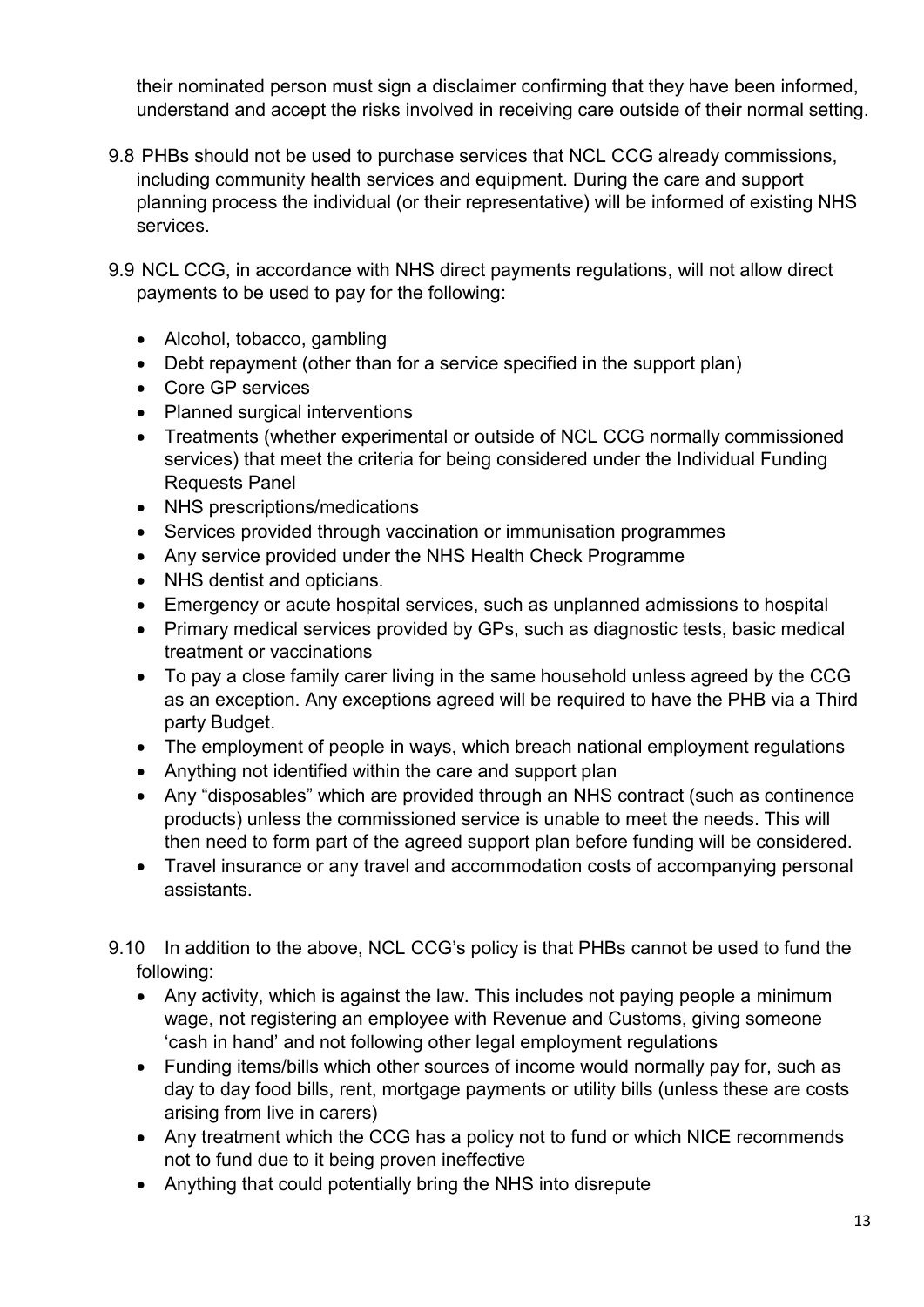their nominated person must sign a disclaimer confirming that they have been informed, understand and accept the risks involved in receiving care outside of their normal setting.

9.8 PHBs should not be used to purchase services that NCL CCG already commissions, including community health services and equipment. During the care and support planning process the individual (or their representative) will be informed of existing NHS services.

9.9 NCL CCG, in accordance with NHS direct payments regulations, will not allow direct payments to be used to pay for the following:

- Alcohol, tobacco, gambling
- Debt repayment (other than for a service specified in the support plan)
- Core GP services
- Planned surgical interventions
- Treatments (whether experimental or outside of NCL CCG normally commissioned services) that meet the criteria for being considered under the Individual Funding Requests Panel
- NHS prescriptions/medications
- Services provided through vaccination or immunisation programmes
- Any service provided under the NHS Health Check Programme
- NHS dentist and opticians.
- Emergency or acute hospital services, such as unplanned admissions to hospital
- Primary medical services provided by GPs, such as diagnostic tests, basic medical treatment or vaccinations
- To pay a close family carer living in the same household unless agreed by the CCG as an exception. Any exceptions agreed will be required to have the PHB via a Third party Budget.
- The employment of people in ways, which breach national employment regulations
- Anything not identified within the care and support plan
- Any "disposables" which are provided through an NHS contract (such as continence products) unless the commissioned service is unable to meet the needs. This will then need to form part of the agreed support plan before funding will be considered.
- Travel insurance or any travel and accommodation costs of accompanying personal assistants.

9.10 In addition to the above, NCL CCG's policy is that PHBs cannot be used to fund the following:

- Any activity, which is against the law. This includes not paying people a minimum wage, not registering an employee with Revenue and Customs, giving someone 'cash in hand' and not following other legal employment regulations
- Funding items/bills which other sources of income would normally pay for, such as day to day food bills, rent, mortgage payments or utility bills (unless these are costs arising from live in carers)
- Any treatment which the CCG has a policy not to fund or which NICE recommends not to fund due to it being proven ineffective
- Anything that could potentially bring the NHS into disrepute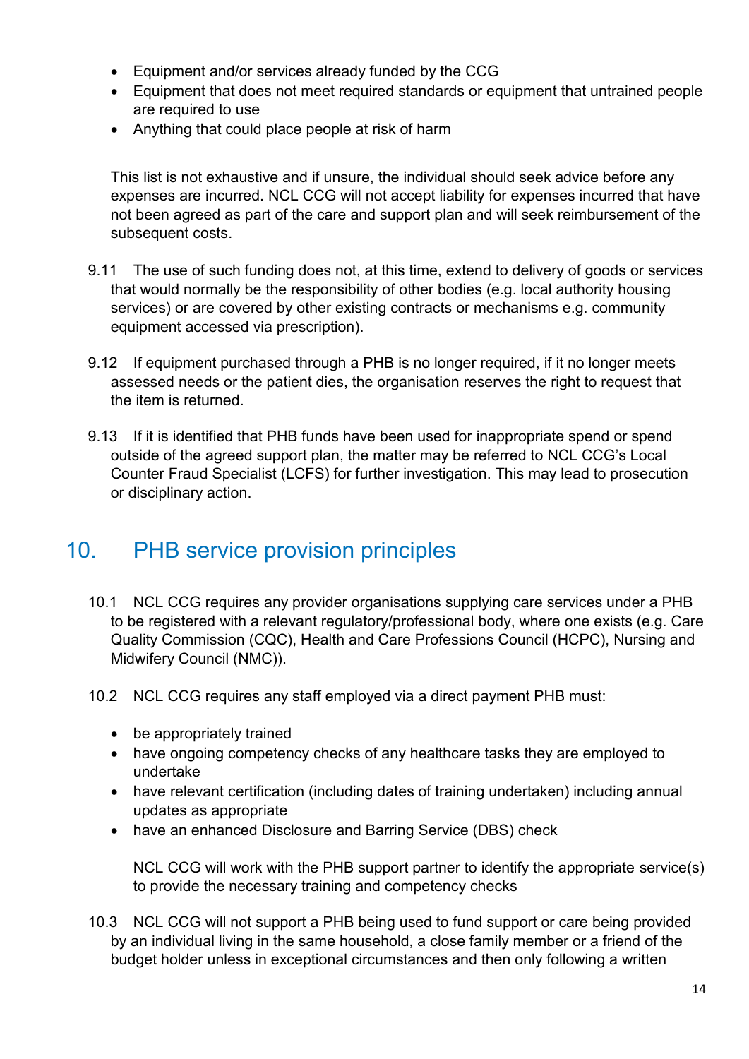- Equipment and/or services already funded by the CCG
- Equipment that does not meet required standards or equipment that untrained people are required to use
- Anything that could place people at risk of harm

This list is not exhaustive and if unsure, the individual should seek advice before any expenses are incurred. NCL CCG will not accept liability for expenses incurred that have not been agreed as part of the care and support plan and will seek reimbursement of the subsequent costs.

9.11 The use of such funding does not, at this time, extend to delivery of goods or services that would normally be the responsibility of other bodies (e.g. local authority housing services) or are covered by other existing contracts or mechanisms e.g. community equipment accessed via prescription).

9.12 If equipment purchased through a PHB is no longer required, if it no longer meets assessed needs or the patient dies, the organisation reserves the right to request that the item is returned.

9.13 If it is identified that PHB funds have been used for inappropriate spend or spend outside of the agreed support plan, the matter may be referred to NCL CCG's Local Counter Fraud Specialist (LCFS) for further investigation. This may lead to prosecution or disciplinary action.

## 10. PHB service provision principles

10.1 NCL CCG requires any provider organisations supplying care services under a PHB to be registered with a relevant regulatory/professional body, where one exists (e.g. Care Quality Commission (CQC), Health and Care Professions Council (HCPC), Nursing and Midwifery Council (NMC)).

10.2 NCL CCG requires any staff employed via a direct payment PHB must:

- be appropriately trained
- have ongoing competency checks of any healthcare tasks they are employed to undertake
- have relevant certification (including dates of training undertaken) including annual updates as appropriate
- have an enhanced Disclosure and Barring Service (DBS) check

NCL CCG will work with the PHB support partner to identify the appropriate service(s) to provide the necessary training and competency checks

10.3 NCL CCG will not support a PHB being used to fund support or care being provided by an individual living in the same household, a close family member or a friend of the budget holder unless in exceptional circumstances and then only following a written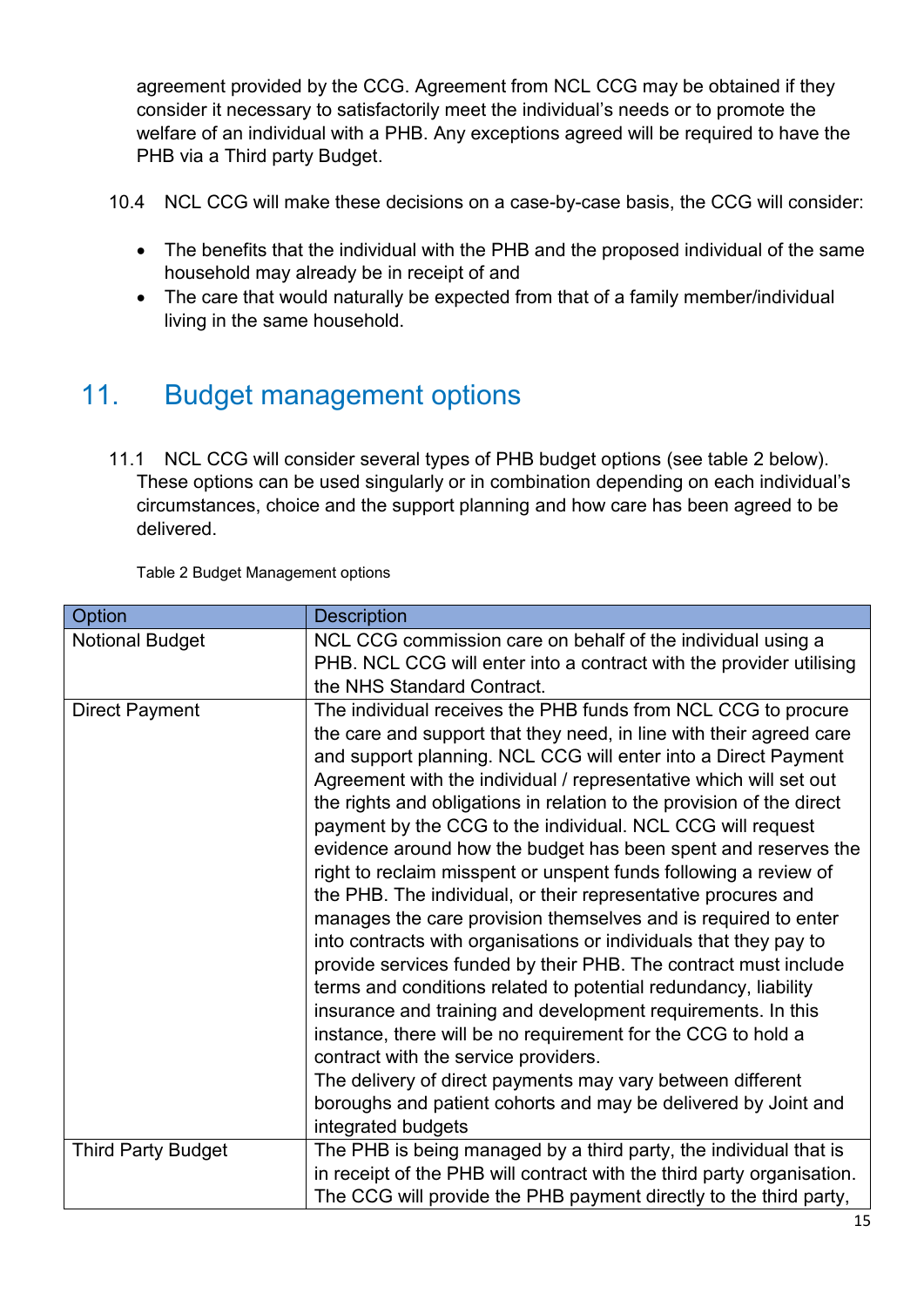agreement provided by the CCG. Agreement from NCL CCG may be obtained if they consider it necessary to satisfactorily meet the individual's needs or to promote the welfare of an individual with a PHB. Any exceptions agreed will be required to have the PHB via a Third party Budget.

10.4 NCL CCG will make these decisions on a case-by-case basis, the CCG will consider:

- The benefits that the individual with the PHB and the proposed individual of the same household may already be in receipt of and
- The care that would naturally be expected from that of a family member/individual living in the same household.

## 11. Budget management options

11.1 NCL CCG will consider several types of PHB budget options (see table 2 below). These options can be used singularly or in combination depending on each individual's circumstances, choice and the support planning and how care has been agreed to be delivered.

Table 2 Budget Management options

| Option | Description |
|---|---|
| Notional Budget | NCL CCG commission care on behalf of the individual using a PHB. NCL CCG will enter into a contract with the provider utilising the NHS Standard Contract. |
| Direct Payment | The individual receives the PHB funds from NCL CCG to procure the care and support that they need, in line with their agreed care and support planning. NCL CCG will enter into a Direct Payment Agreement with the individual / representative which will set out the rights and obligations in relation to the provision of the direct payment by the CCG to the individual. NCL CCG will request evidence around how the budget has been spent and reserves the right to reclaim misspent or unspent funds following a review of the PHB. The individual, or their representative procures and manages the care provision themselves and is required to enter into contracts with organisations or individuals that they pay to provide services funded by their PHB. The contract must include terms and conditions related to potential redundancy, liability insurance and training and development requirements. In this instance, there will be no requirement for the CCG to hold a contract with the service providers.<br>The delivery of direct payments may vary between different boroughs and patient cohorts and may be delivered by Joint and integrated budgets |
| Third Party Budget | The PHB is being managed by a third party, the individual that is in receipt of the PHB will contract with the third party organisation. The CCG will provide the PHB payment directly to the third party, |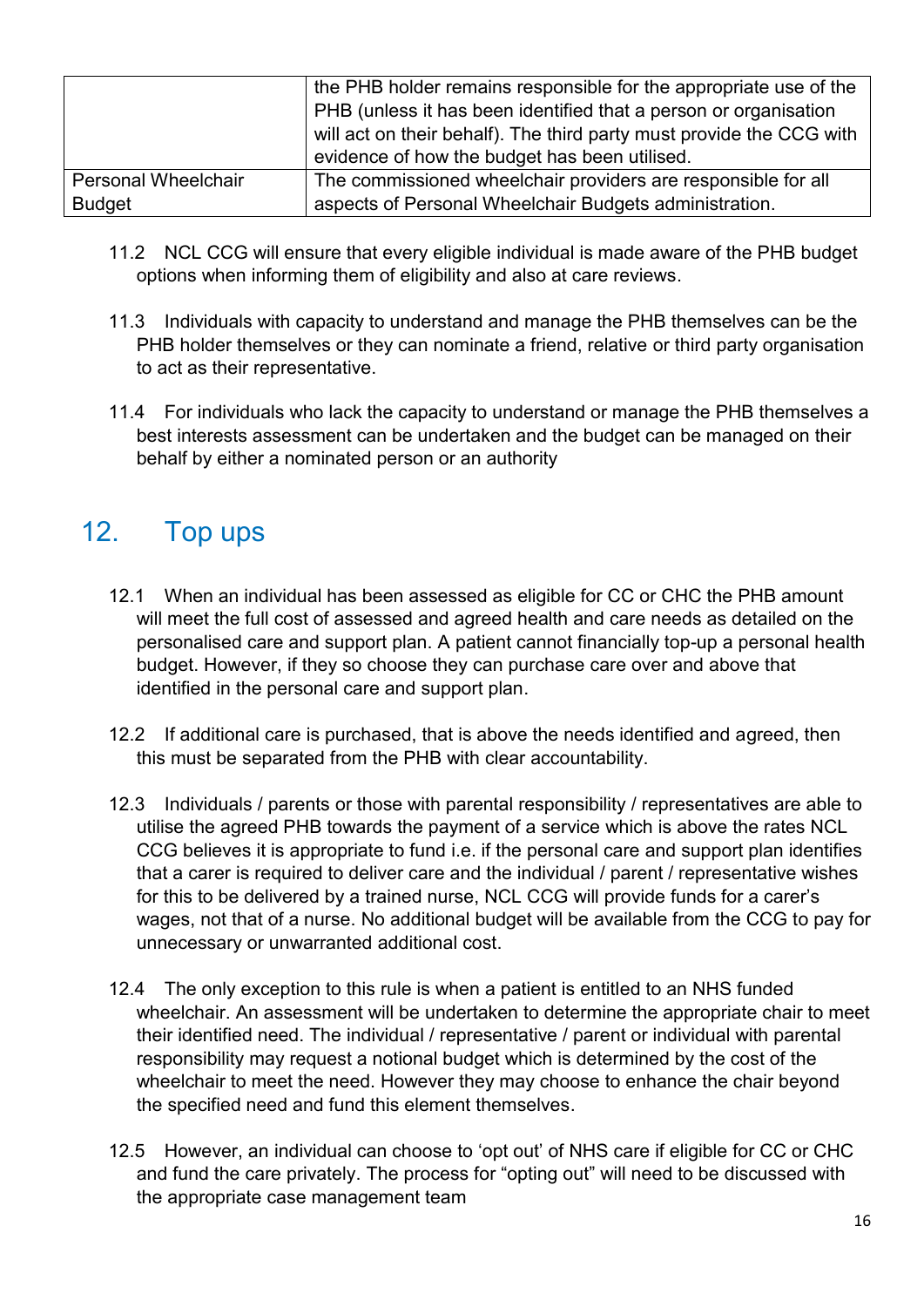| | |
|---|---|
| | the PHB holder remains responsible for the appropriate use of the PHB (unless it has been identified that a person or organisation will act on their behalf). The third party must provide the CCG with evidence of how the budget has been utilised. |
| Personal Wheelchair Budget | The commissioned wheelchair providers are responsible for all aspects of Personal Wheelchair Budgets administration. |

11.2 NCL CCG will ensure that every eligible individual is made aware of the PHB budget options when informing them of eligibility and also at care reviews.

11.3 Individuals with capacity to understand and manage the PHB themselves can be the PHB holder themselves or they can nominate a friend, relative or third party organisation to act as their representative.

11.4 For individuals who lack the capacity to understand or manage the PHB themselves a best interests assessment can be undertaken and the budget can be managed on their behalf by either a nominated person or an authority

## 12. Top ups

12.1 When an individual has been assessed as eligible for CC or CHC the PHB amount will meet the full cost of assessed and agreed health and care needs as detailed on the personalised care and support plan. A patient cannot financially top-up a personal health budget. However, if they so choose they can purchase care over and above that identified in the personal care and support plan.

12.2 If additional care is purchased, that is above the needs identified and agreed, then this must be separated from the PHB with clear accountability.

12.3 Individuals / parents or those with parental responsibility / representatives are able to utilise the agreed PHB towards the payment of a service which is above the rates NCL CCG believes it is appropriate to fund i.e. if the personal care and support plan identifies that a carer is required to deliver care and the individual / parent / representative wishes for this to be delivered by a trained nurse, NCL CCG will provide funds for a carer's wages, not that of a nurse. No additional budget will be available from the CCG to pay for unnecessary or unwarranted additional cost.

12.4 The only exception to this rule is when a patient is entitled to an NHS funded wheelchair. An assessment will be undertaken to determine the appropriate chair to meet their identified need. The individual / representative / parent or individual with parental responsibility may request a notional budget which is determined by the cost of the wheelchair to meet the need. However they may choose to enhance the chair beyond the specified need and fund this element themselves.

12.5 However, an individual can choose to 'opt out' of NHS care if eligible for CC or CHC and fund the care privately. The process for "opting out" will need to be discussed with the appropriate case management team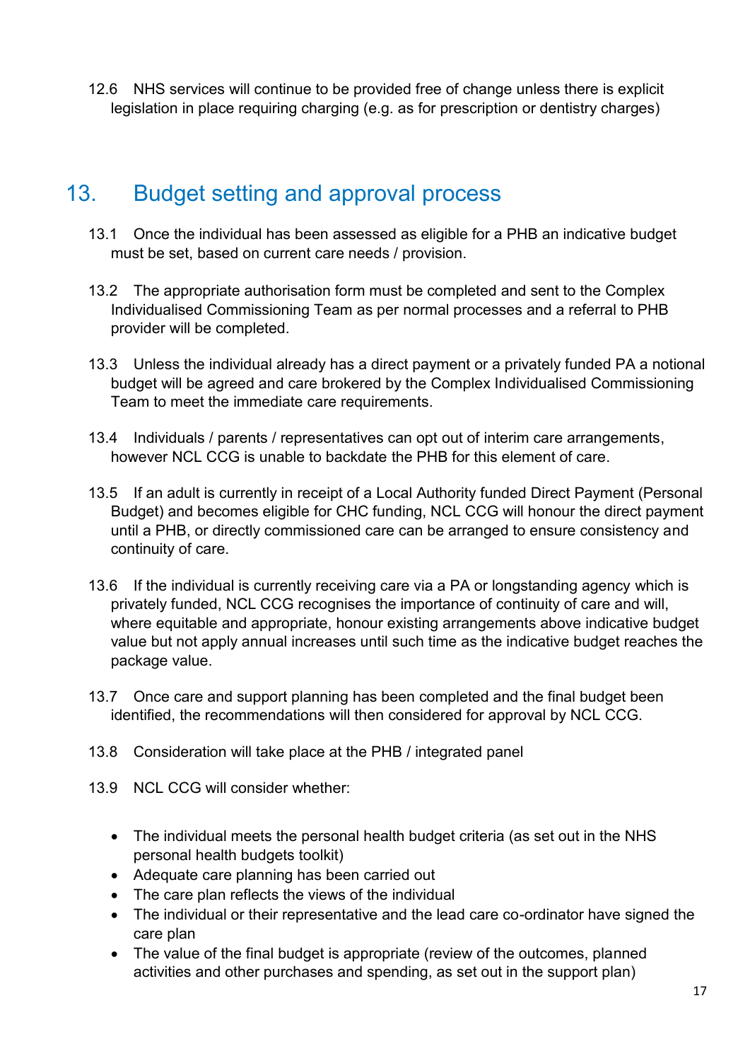12.6 NHS services will continue to be provided free of change unless there is explicit legislation in place requiring charging (e.g. as for prescription or dentistry charges)

## 13. Budget setting and approval process

13.1 Once the individual has been assessed as eligible for a PHB an indicative budget must be set, based on current care needs / provision.

13.2 The appropriate authorisation form must be completed and sent to the Complex Individualised Commissioning Team as per normal processes and a referral to PHB provider will be completed.

13.3 Unless the individual already has a direct payment or a privately funded PA a notional budget will be agreed and care brokered by the Complex Individualised Commissioning Team to meet the immediate care requirements.

13.4 Individuals / parents / representatives can opt out of interim care arrangements, however NCL CCG is unable to backdate the PHB for this element of care.

13.5 If an adult is currently in receipt of a Local Authority funded Direct Payment (Personal Budget) and becomes eligible for CHC funding, NCL CCG will honour the direct payment until a PHB, or directly commissioned care can be arranged to ensure consistency and continuity of care.

13.6 If the individual is currently receiving care via a PA or longstanding agency which is privately funded, NCL CCG recognises the importance of continuity of care and will, where equitable and appropriate, honour existing arrangements above indicative budget value but not apply annual increases until such time as the indicative budget reaches the package value.

13.7 Once care and support planning has been completed and the final budget been identified, the recommendations will then considered for approval by NCL CCG.

13.8 Consideration will take place at the PHB / integrated panel

13.9 NCL CCG will consider whether:

- The individual meets the personal health budget criteria (as set out in the NHS personal health budgets toolkit)
- Adequate care planning has been carried out
- The care plan reflects the views of the individual
- The individual or their representative and the lead care co-ordinator have signed the care plan
- The value of the final budget is appropriate (review of the outcomes, planned activities and other purchases and spending, as set out in the support plan)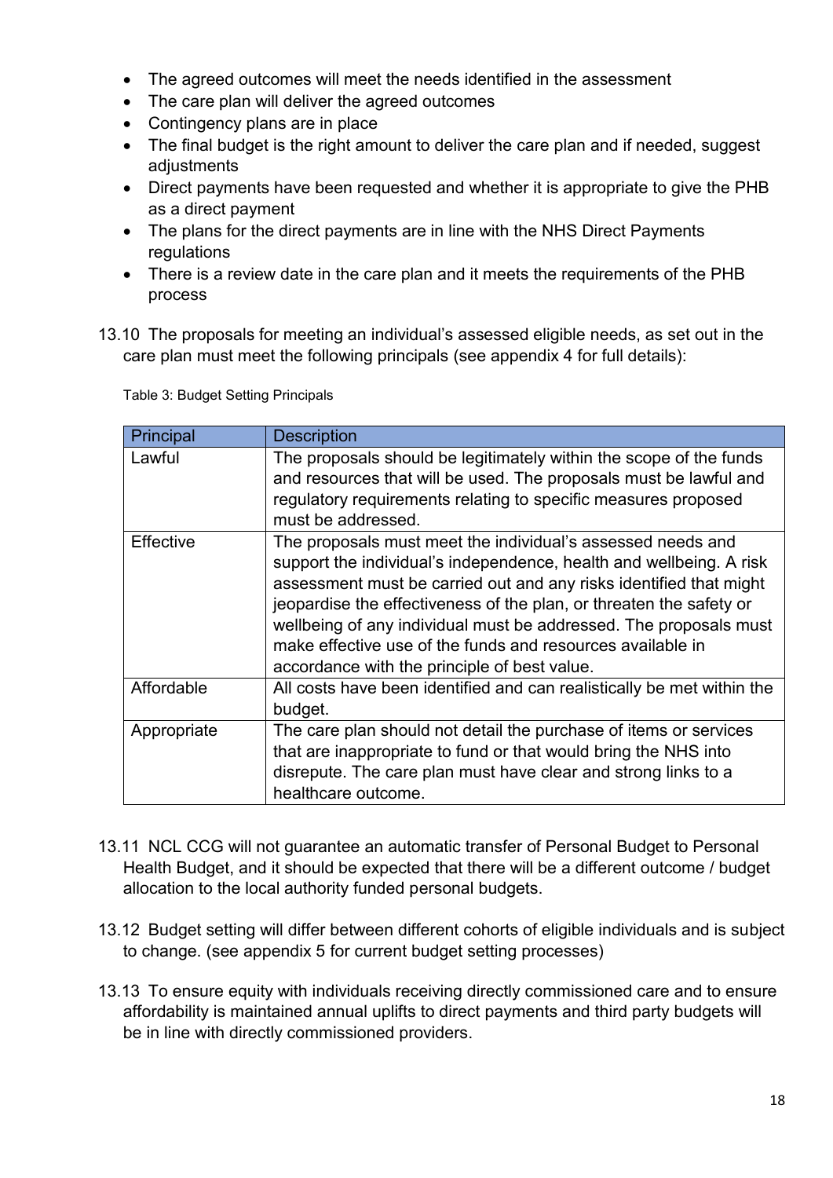- The agreed outcomes will meet the needs identified in the assessment
- The care plan will deliver the agreed outcomes
- Contingency plans are in place
- The final budget is the right amount to deliver the care plan and if needed, suggest adjustments
- Direct payments have been requested and whether it is appropriate to give the PHB as a direct payment
- The plans for the direct payments are in line with the NHS Direct Payments regulations
- There is a review date in the care plan and it meets the requirements of the PHB process

13.10 The proposals for meeting an individual's assessed eligible needs, as set out in the care plan must meet the following principals (see appendix 4 for full details):

Table 3: Budget Setting Principals

| Principal | Description |
|---|---|
| Lawful | The proposals should be legitimately within the scope of the funds and resources that will be used. The proposals must be lawful and regulatory requirements relating to specific measures proposed must be addressed. |
| Effective | The proposals must meet the individual's assessed needs and support the individual's independence, health and wellbeing. A risk assessment must be carried out and any risks identified that might jeopardise the effectiveness of the plan, or threaten the safety or wellbeing of any individual must be addressed. The proposals must make effective use of the funds and resources available in accordance with the principle of best value. |
| Affordable | All costs have been identified and can realistically be met within the budget. |
| Appropriate | The care plan should not detail the purchase of items or services that are inappropriate to fund or that would bring the NHS into disrepute. The care plan must have clear and strong links to a healthcare outcome. |

13.11 NCL CCG will not guarantee an automatic transfer of Personal Budget to Personal Health Budget, and it should be expected that there will be a different outcome / budget allocation to the local authority funded personal budgets.

13.12 Budget setting will differ between different cohorts of eligible individuals and is subject to change. (see appendix 5 for current budget setting processes)

13.13 To ensure equity with individuals receiving directly commissioned care and to ensure affordability is maintained annual uplifts to direct payments and third party budgets will be in line with directly commissioned providers.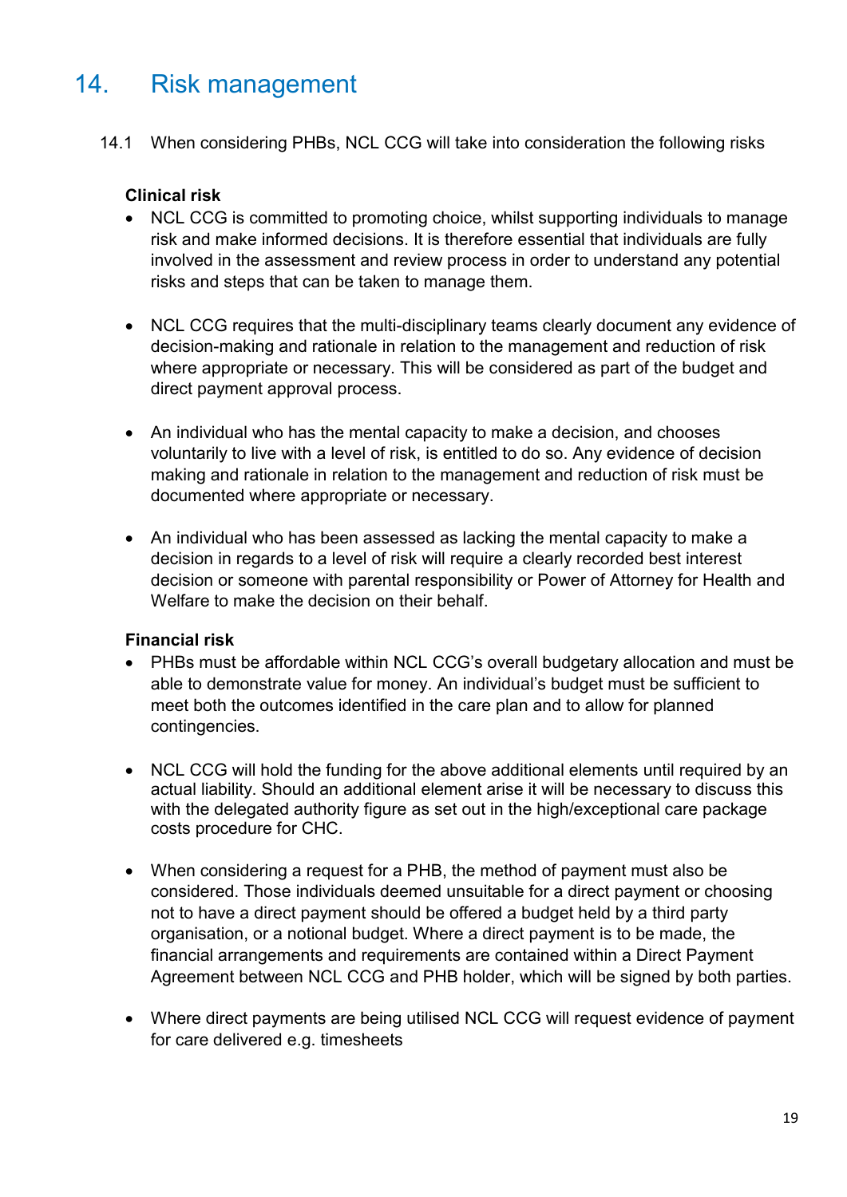# 14. Risk management

14.1 When considering PHBs, NCL CCG will take into consideration the following risks

**Clinical risk**

- NCL CCG is committed to promoting choice, whilst supporting individuals to manage risk and make informed decisions. It is therefore essential that individuals are fully involved in the assessment and review process in order to understand any potential risks and steps that can be taken to manage them.

- NCL CCG requires that the multi-disciplinary teams clearly document any evidence of decision-making and rationale in relation to the management and reduction of risk where appropriate or necessary. This will be considered as part of the budget and direct payment approval process.

- An individual who has the mental capacity to make a decision, and chooses voluntarily to live with a level of risk, is entitled to do so. Any evidence of decision making and rationale in relation to the management and reduction of risk must be documented where appropriate or necessary.

- An individual who has been assessed as lacking the mental capacity to make a decision in regards to a level of risk will require a clearly recorded best interest decision or someone with parental responsibility or Power of Attorney for Health and Welfare to make the decision on their behalf.

**Financial risk**

- PHBs must be affordable within NCL CCG's overall budgetary allocation and must be able to demonstrate value for money. An individual's budget must be sufficient to meet both the outcomes identified in the care plan and to allow for planned contingencies.

- NCL CCG will hold the funding for the above additional elements until required by an actual liability. Should an additional element arise it will be necessary to discuss this with the delegated authority figure as set out in the high/exceptional care package costs procedure for CHC.

- When considering a request for a PHB, the method of payment must also be considered. Those individuals deemed unsuitable for a direct payment or choosing not to have a direct payment should be offered a budget held by a third party organisation, or a notional budget. Where a direct payment is to be made, the financial arrangements and requirements are contained within a Direct Payment Agreement between NCL CCG and PHB holder, which will be signed by both parties.

- Where direct payments are being utilised NCL CCG will request evidence of payment for care delivered e.g. timesheets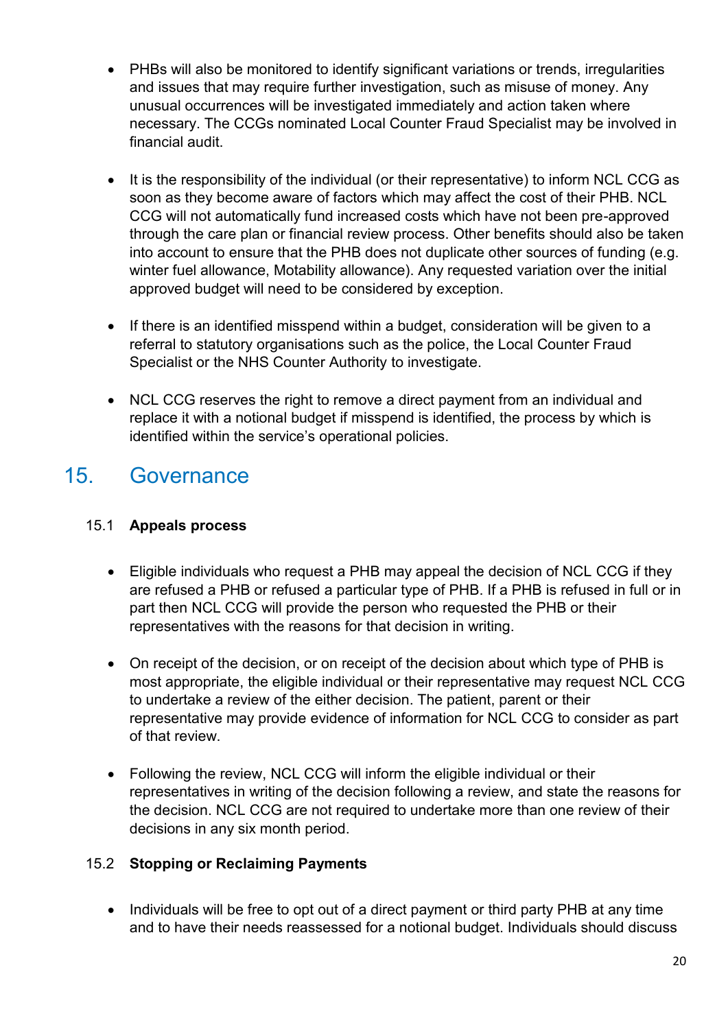- PHBs will also be monitored to identify significant variations or trends, irregularities and issues that may require further investigation, such as misuse of money. Any unusual occurrences will be investigated immediately and action taken where necessary. The CCGs nominated Local Counter Fraud Specialist may be involved in financial audit.

- It is the responsibility of the individual (or their representative) to inform NCL CCG as soon as they become aware of factors which may affect the cost of their PHB. NCL CCG will not automatically fund increased costs which have not been pre-approved through the care plan or financial review process. Other benefits should also be taken into account to ensure that the PHB does not duplicate other sources of funding (e.g. winter fuel allowance, Motability allowance). Any requested variation over the initial approved budget will need to be considered by exception.

- If there is an identified misspend within a budget, consideration will be given to a referral to statutory organisations such as the police, the Local Counter Fraud Specialist or the NHS Counter Authority to investigate.

- NCL CCG reserves the right to remove a direct payment from an individual and replace it with a notional budget if misspend is identified, the process by which is identified within the service's operational policies.

## 15. Governance

### 15.1 Appeals process

- Eligible individuals who request a PHB may appeal the decision of NCL CCG if they are refused a PHB or refused a particular type of PHB. If a PHB is refused in full or in part then NCL CCG will provide the person who requested the PHB or their representatives with the reasons for that decision in writing.

- On receipt of the decision, or on receipt of the decision about which type of PHB is most appropriate, the eligible individual or their representative may request NCL CCG to undertake a review of the either decision. The patient, parent or their representative may provide evidence of information for NCL CCG to consider as part of that review.

- Following the review, NCL CCG will inform the eligible individual or their representatives in writing of the decision following a review, and state the reasons for the decision. NCL CCG are not required to undertake more than one review of their decisions in any six month period.

### 15.2 Stopping or Reclaiming Payments

- Individuals will be free to opt out of a direct payment or third party PHB at any time and to have their needs reassessed for a notional budget. Individuals should discuss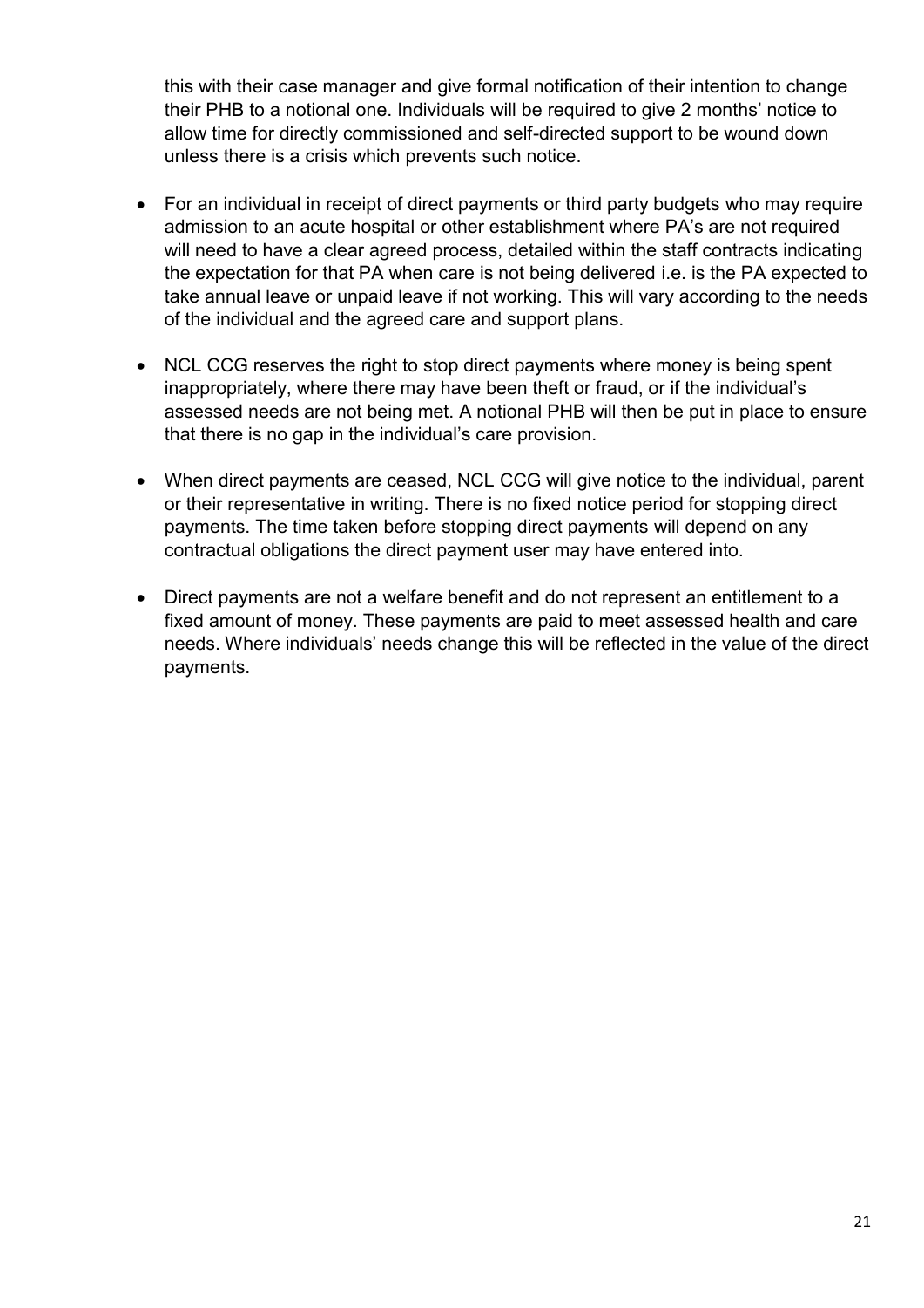this with their case manager and give formal notification of their intention to change their PHB to a notional one. Individuals will be required to give 2 months' notice to allow time for directly commissioned and self-directed support to be wound down unless there is a crisis which prevents such notice.

- For an individual in receipt of direct payments or third party budgets who may require admission to an acute hospital or other establishment where PA's are not required will need to have a clear agreed process, detailed within the staff contracts indicating the expectation for that PA when care is not being delivered i.e. is the PA expected to take annual leave or unpaid leave if not working. This will vary according to the needs of the individual and the agreed care and support plans.

- NCL CCG reserves the right to stop direct payments where money is being spent inappropriately, where there may have been theft or fraud, or if the individual's assessed needs are not being met. A notional PHB will then be put in place to ensure that there is no gap in the individual's care provision.

- When direct payments are ceased, NCL CCG will give notice to the individual, parent or their representative in writing. There is no fixed notice period for stopping direct payments. The time taken before stopping direct payments will depend on any contractual obligations the direct payment user may have entered into.

- Direct payments are not a welfare benefit and do not represent an entitlement to a fixed amount of money. These payments are paid to meet assessed health and care needs. Where individuals' needs change this will be reflected in the value of the direct payments.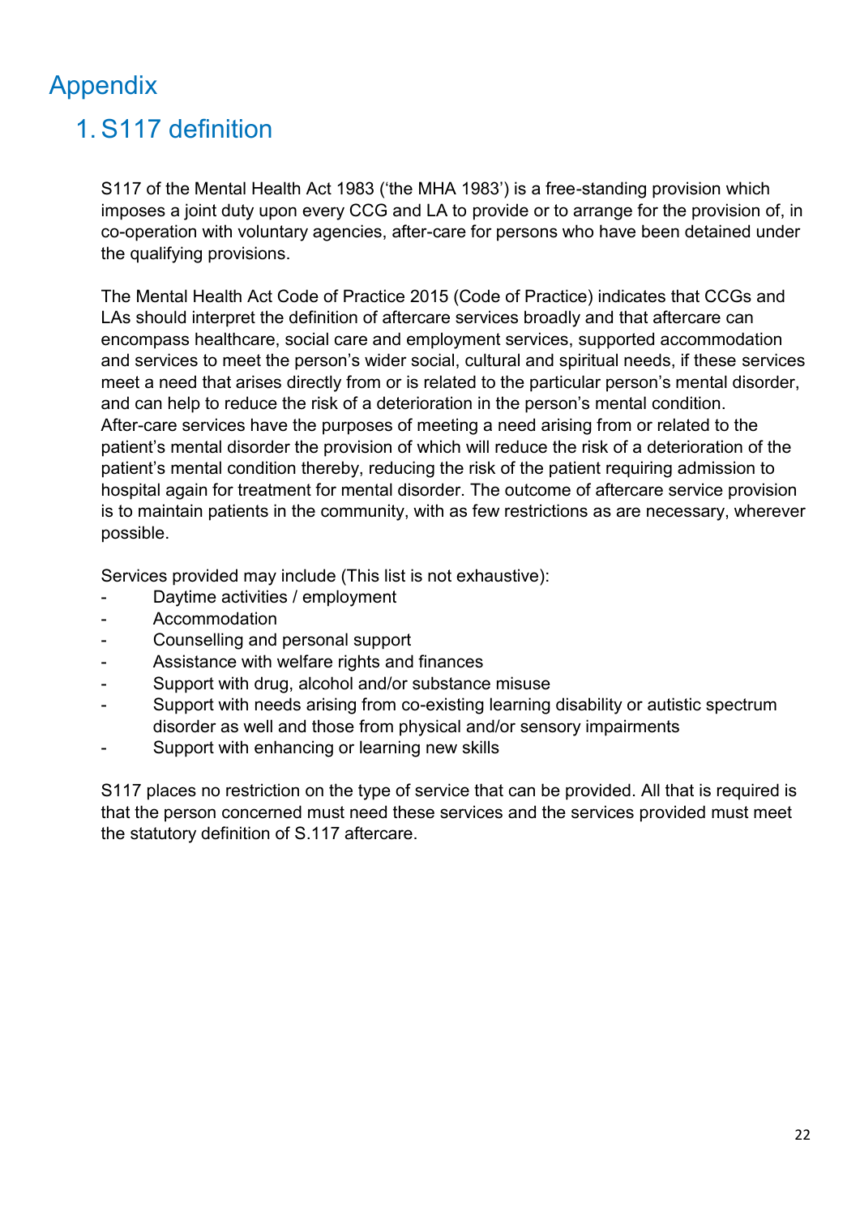# Appendix

## 1. S117 definition

S117 of the Mental Health Act 1983 ('the MHA 1983') is a free-standing provision which imposes a joint duty upon every CCG and LA to provide or to arrange for the provision of, in co-operation with voluntary agencies, after-care for persons who have been detained under the qualifying provisions.

The Mental Health Act Code of Practice 2015 (Code of Practice) indicates that CCGs and LAs should interpret the definition of aftercare services broadly and that aftercare can encompass healthcare, social care and employment services, supported accommodation and services to meet the person's wider social, cultural and spiritual needs, if these services meet a need that arises directly from or is related to the particular person's mental disorder, and can help to reduce the risk of a deterioration in the person's mental condition. After-care services have the purposes of meeting a need arising from or related to the patient's mental disorder the provision of which will reduce the risk of a deterioration of the patient's mental condition thereby, reducing the risk of the patient requiring admission to hospital again for treatment for mental disorder. The outcome of aftercare service provision is to maintain patients in the community, with as few restrictions as are necessary, wherever possible.

Services provided may include (This list is not exhaustive):

- Daytime activities / employment
- Accommodation
- Counselling and personal support
- Assistance with welfare rights and finances
- Support with drug, alcohol and/or substance misuse
- Support with needs arising from co-existing learning disability or autistic spectrum disorder as well and those from physical and/or sensory impairments
- Support with enhancing or learning new skills

S117 places no restriction on the type of service that can be provided. All that is required is that the person concerned must need these services and the services provided must meet the statutory definition of S.117 aftercare.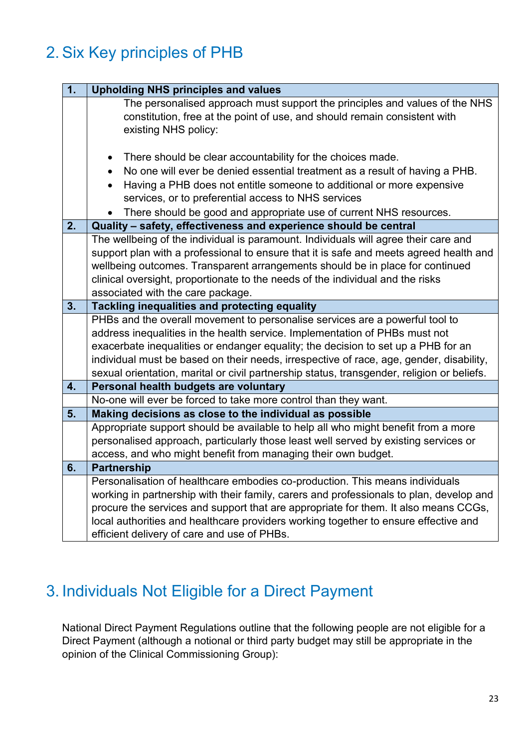## 2. Six Key principles of PHB

| 1. | Upholding NHS principles and values |
|---|---|
| | The personalised approach must support the principles and values of the NHS constitution, free at the point of use, and should remain consistent with existing NHS policy:<br><br>• There should be clear accountability for the choices made.<br>• No one will ever be denied essential treatment as a result of having a PHB.<br>• Having a PHB does not entitle someone to additional or more expensive services, or to preferential access to NHS services<br>• There should be good and appropriate use of current NHS resources. |
| **2.** | **Quality – safety, effectiveness and experience should be central** |
| | The wellbeing of the individual is paramount. Individuals will agree their care and support plan with a professional to ensure that it is safe and meets agreed health and wellbeing outcomes. Transparent arrangements should be in place for continued clinical oversight, proportionate to the needs of the individual and the risks associated with the care package. |
| **3.** | **Tackling inequalities and protecting equality** |
| | PHBs and the overall movement to personalise services are a powerful tool to address inequalities in the health service. Implementation of PHBs must not exacerbate inequalities or endanger equality; the decision to set up a PHB for an individual must be based on their needs, irrespective of race, age, gender, disability, sexual orientation, marital or civil partnership status, transgender, religion or beliefs. |
| **4.** | **Personal health budgets are voluntary** |
| | No-one will ever be forced to take more control than they want. |
| **5.** | **Making decisions as close to the individual as possible** |
| | Appropriate support should be available to help all who might benefit from a more personalised approach, particularly those least well served by existing services or access, and who might benefit from managing their own budget. |
| **6.** | **Partnership** |
| | Personalisation of healthcare embodies co-production. This means individuals working in partnership with their family, carers and professionals to plan, develop and procure the services and support that are appropriate for them. It also means CCGs, local authorities and healthcare providers working together to ensure effective and efficient delivery of care and use of PHBs. |

## 3. Individuals Not Eligible for a Direct Payment

National Direct Payment Regulations outline that the following people are not eligible for a Direct Payment (although a notional or third party budget may still be appropriate in the opinion of the Clinical Commissioning Group):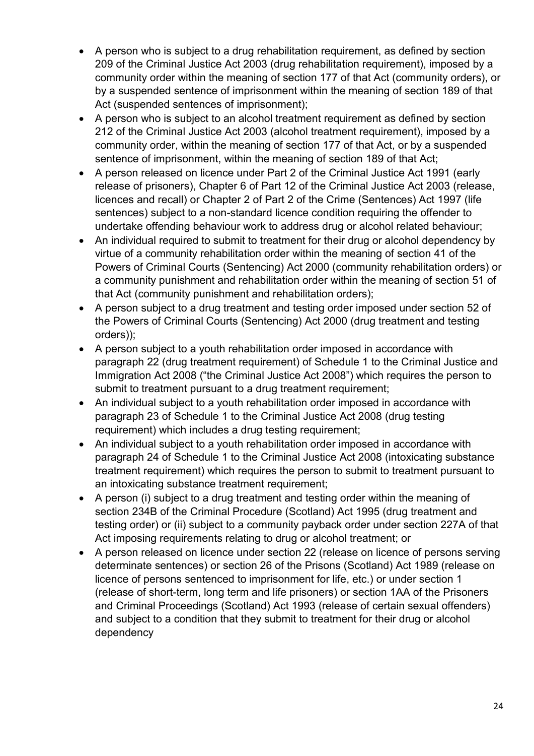- A person who is subject to a drug rehabilitation requirement, as defined by section 209 of the Criminal Justice Act 2003 (drug rehabilitation requirement), imposed by a community order within the meaning of section 177 of that Act (community orders), or by a suspended sentence of imprisonment within the meaning of section 189 of that Act (suspended sentences of imprisonment);
- A person who is subject to an alcohol treatment requirement as defined by section 212 of the Criminal Justice Act 2003 (alcohol treatment requirement), imposed by a community order, within the meaning of section 177 of that Act, or by a suspended sentence of imprisonment, within the meaning of section 189 of that Act;
- A person released on licence under Part 2 of the Criminal Justice Act 1991 (early release of prisoners), Chapter 6 of Part 12 of the Criminal Justice Act 2003 (release, licences and recall) or Chapter 2 of Part 2 of the Crime (Sentences) Act 1997 (life sentences) subject to a non-standard licence condition requiring the offender to undertake offending behaviour work to address drug or alcohol related behaviour;
- An individual required to submit to treatment for their drug or alcohol dependency by virtue of a community rehabilitation order within the meaning of section 41 of the Powers of Criminal Courts (Sentencing) Act 2000 (community rehabilitation orders) or a community punishment and rehabilitation order within the meaning of section 51 of that Act (community punishment and rehabilitation orders);
- A person subject to a drug treatment and testing order imposed under section 52 of the Powers of Criminal Courts (Sentencing) Act 2000 (drug treatment and testing orders));
- A person subject to a youth rehabilitation order imposed in accordance with paragraph 22 (drug treatment requirement) of Schedule 1 to the Criminal Justice and Immigration Act 2008 ("the Criminal Justice Act 2008") which requires the person to submit to treatment pursuant to a drug treatment requirement;
- An individual subject to a youth rehabilitation order imposed in accordance with paragraph 23 of Schedule 1 to the Criminal Justice Act 2008 (drug testing requirement) which includes a drug testing requirement;
- An individual subject to a youth rehabilitation order imposed in accordance with paragraph 24 of Schedule 1 to the Criminal Justice Act 2008 (intoxicating substance treatment requirement) which requires the person to submit to treatment pursuant to an intoxicating substance treatment requirement;
- A person (i) subject to a drug treatment and testing order within the meaning of section 234B of the Criminal Procedure (Scotland) Act 1995 (drug treatment and testing order) or (ii) subject to a community payback order under section 227A of that Act imposing requirements relating to drug or alcohol treatment; or
- A person released on licence under section 22 (release on licence of persons serving determinate sentences) or section 26 of the Prisons (Scotland) Act 1989 (release on licence of persons sentenced to imprisonment for life, etc.) or under section 1 (release of short-term, long term and life prisoners) or section 1AA of the Prisoners and Criminal Proceedings (Scotland) Act 1993 (release of certain sexual offenders) and subject to a condition that they submit to treatment for their drug or alcohol dependency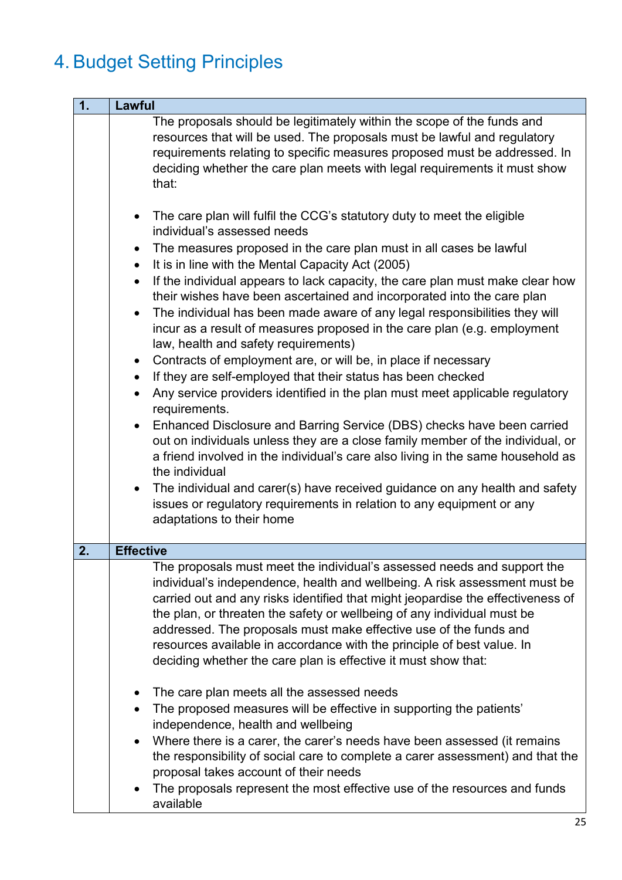# 4. Budget Setting Principles

| 1. | Lawful |
|---|---|
| | The proposals should be legitimately within the scope of the funds and resources that will be used. The proposals must be lawful and regulatory requirements relating to specific measures proposed must be addressed. In deciding whether the care plan meets with legal requirements it must show that:<br><br>• The care plan will fulfil the CCG's statutory duty to meet the eligible individual's assessed needs<br>• The measures proposed in the care plan must in all cases be lawful<br>• It is in line with the Mental Capacity Act (2005)<br>• If the individual appears to lack capacity, the care plan must make clear how their wishes have been ascertained and incorporated into the care plan<br>• The individual has been made aware of any legal responsibilities they will incur as a result of measures proposed in the care plan (e.g. employment law, health and safety requirements)<br>• Contracts of employment are, or will be, in place if necessary<br>• If they are self-employed that their status has been checked<br>• Any service providers identified in the plan must meet applicable regulatory requirements.<br>• Enhanced Disclosure and Barring Service (DBS) checks have been carried out on individuals unless they are a close family member of the individual, or a friend involved in the individual's care also living in the same household as the individual<br>• The individual and carer(s) have received guidance on any health and safety issues or regulatory requirements in relation to any equipment or any adaptations to their home |
| **2.** | **Effective** |
| | The proposals must meet the individual's assessed needs and support the individual's independence, health and wellbeing. A risk assessment must be carried out and any risks identified that might jeopardise the effectiveness of the plan, or threaten the safety or wellbeing of any individual must be addressed. The proposals must make effective use of the funds and resources available in accordance with the principle of best value. In deciding whether the care plan is effective it must show that:<br><br>• The care plan meets all the assessed needs<br>• The proposed measures will be effective in supporting the patients' independence, health and wellbeing<br>• Where there is a carer, the carer's needs have been assessed (it remains the responsibility of social care to complete a carer assessment) and that the proposal takes account of their needs<br>• The proposals represent the most effective use of the resources and funds available |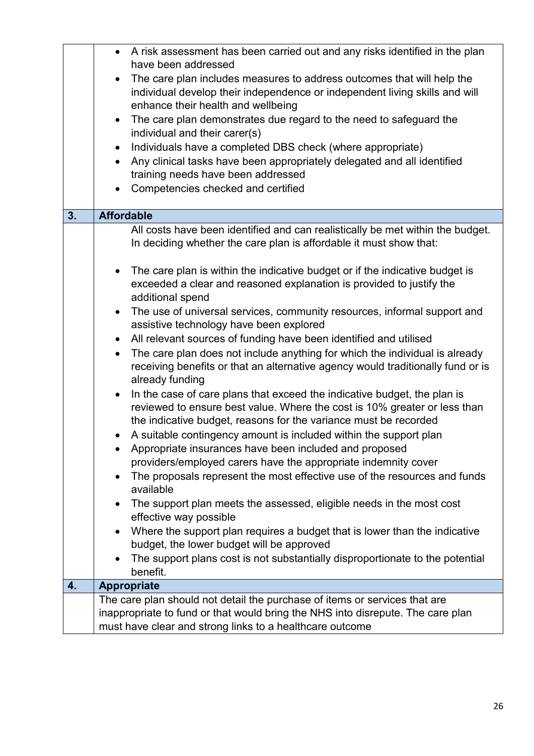| | |
|---|---|
| | • A risk assessment has been carried out and any risks identified in the plan have been addressed<br>• The care plan includes measures to address outcomes that will help the individual develop their independence or independent living skills and will enhance their health and wellbeing<br>• The care plan demonstrates due regard to the need to safeguard the individual and their carer(s)<br>• Individuals have a completed DBS check (where appropriate)<br>• Any clinical tasks have been appropriately delegated and all identified training needs have been addressed<br>• Competencies checked and certified |
| **3.** | **Affordable** |
| | All costs have been identified and can realistically be met within the budget. In deciding whether the care plan is affordable it must show that:<br><br>• The care plan is within the indicative budget or if the indicative budget is exceeded a clear and reasoned explanation is provided to justify the additional spend<br>• The use of universal services, community resources, informal support and assistive technology have been explored<br>• All relevant sources of funding have been identified and utilised<br>• The care plan does not include anything for which the individual is already receiving benefits or that an alternative agency would traditionally fund or is already funding<br>• In the case of care plans that exceed the indicative budget, the plan is reviewed to ensure best value. Where the cost is 10% greater or less than the indicative budget, reasons for the variance must be recorded<br>• A suitable contingency amount is included within the support plan<br>• Appropriate insurances have been included and proposed providers/employed carers have the appropriate indemnity cover<br>• The proposals represent the most effective use of the resources and funds available<br>• The support plan meets the assessed, eligible needs in the most cost effective way possible<br>• Where the support plan requires a budget that is lower than the indicative budget, the lower budget will be approved<br>• The support plans cost is not substantially disproportionate to the potential benefit. |
| **4.** | **Appropriate** |
| | The care plan should not detail the purchase of items or services that are inappropriate to fund or that would bring the NHS into disrepute. The care plan must have clear and strong links to a healthcare outcome |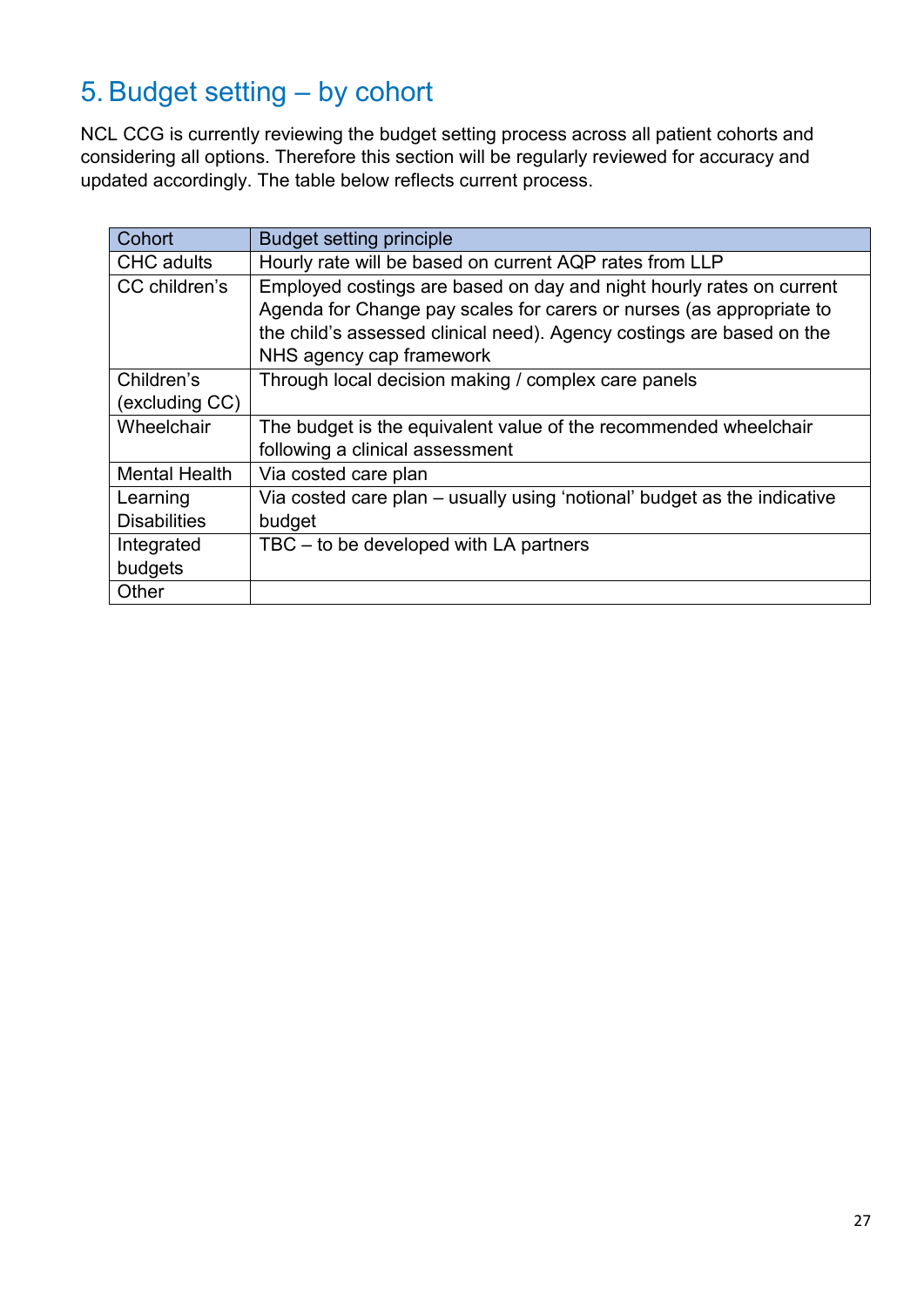## 5. Budget setting – by cohort

NCL CCG is currently reviewing the budget setting process across all patient cohorts and considering all options. Therefore this section will be regularly reviewed for accuracy and updated accordingly. The table below reflects current process.

| Cohort | Budget setting principle |
|---|---|
| CHC adults | Hourly rate will be based on current AQP rates from LLP |
| CC children's | Employed costings are based on day and night hourly rates on current Agenda for Change pay scales for carers or nurses (as appropriate to the child's assessed clinical need). Agency costings are based on the NHS agency cap framework |
| Children's (excluding CC) | Through local decision making / complex care panels |
| Wheelchair | The budget is the equivalent value of the recommended wheelchair following a clinical assessment |
| Mental Health | Via costed care plan |
| Learning Disabilities | Via costed care plan – usually using 'notional' budget as the indicative budget |
| Integrated budgets | TBC – to be developed with LA partners |
| Other | |